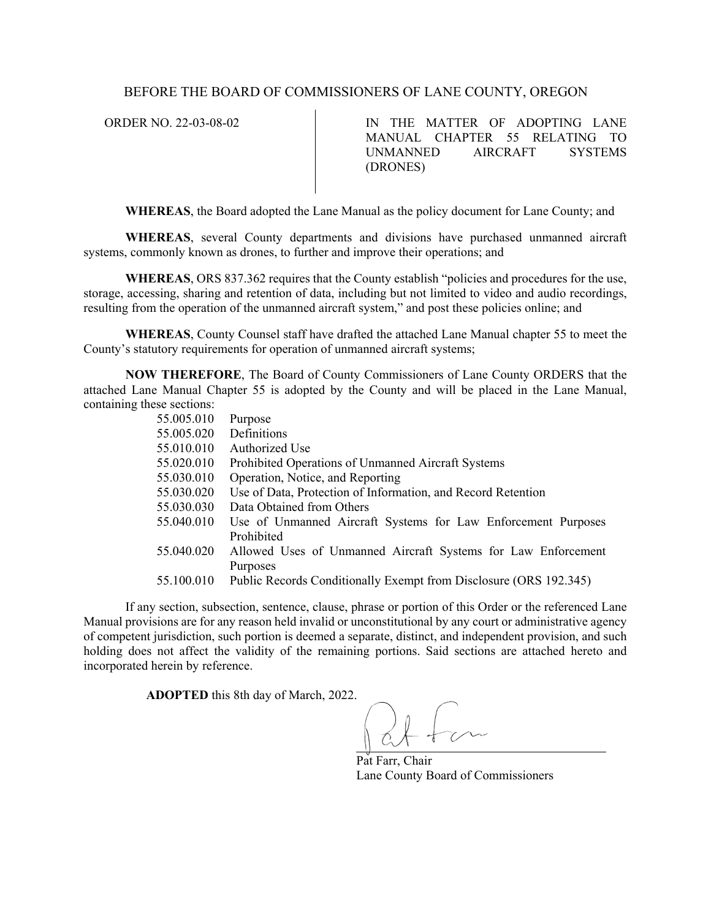BEFORE THE BOARD OF COMMISSIONERS OF LANE COUNTY, OREGON

| ORDER NO. 22-03-08-02 | IN THE MATTER OF ADOPTING LANE MANUAL CHAPTER 55 RELATING TO UNMANNED AIRCRAFT SYSTEMS (DRONES) |
|---|---|

**WHEREAS**, the Board adopted the Lane Manual as the policy document for Lane County; and

**WHEREAS**, several County departments and divisions have purchased unmanned aircraft systems, commonly known as drones, to further and improve their operations; and

**WHEREAS**, ORS 837.362 requires that the County establish "policies and procedures for the use, storage, accessing, sharing and retention of data, including but not limited to video and audio recordings, resulting from the operation of the unmanned aircraft system," and post these policies online; and

**WHEREAS**, County Counsel staff have drafted the attached Lane Manual chapter 55 to meet the County's statutory requirements for operation of unmanned aircraft systems;

**NOW THEREFORE**, The Board of County Commissioners of Lane County ORDERS that the attached Lane Manual Chapter 55 is adopted by the County and will be placed in the Lane Manual, containing these sections:

| | |
|---|---|
| 55.005.010 | Purpose |
| 55.005.020 | Definitions |
| 55.010.010 | Authorized Use |
| 55.020.010 | Prohibited Operations of Unmanned Aircraft Systems |
| 55.030.010 | Operation, Notice, and Reporting |
| 55.030.020 | Use of Data, Protection of Information, and Record Retention |
| 55.030.030 | Data Obtained from Others |
| 55.040.010 | Use of Unmanned Aircraft Systems for Law Enforcement Purposes Prohibited |
| 55.040.020 | Allowed Uses of Unmanned Aircraft Systems for Law Enforcement Purposes |
| 55.100.010 | Public Records Conditionally Exempt from Disclosure (ORS 192.345) |

If any section, subsection, sentence, clause, phrase or portion of this Order or the referenced Lane Manual provisions are for any reason held invalid or unconstitutional by any court or administrative agency of competent jurisdiction, such portion is deemed a separate, distinct, and independent provision, and such holding does not affect the validity of the remaining portions. Said sections are attached hereto and incorporated herein by reference.

**ADOPTED** this 8th day of March, 2022.

Pat Farr, Chair
Lane County Board of Commissioners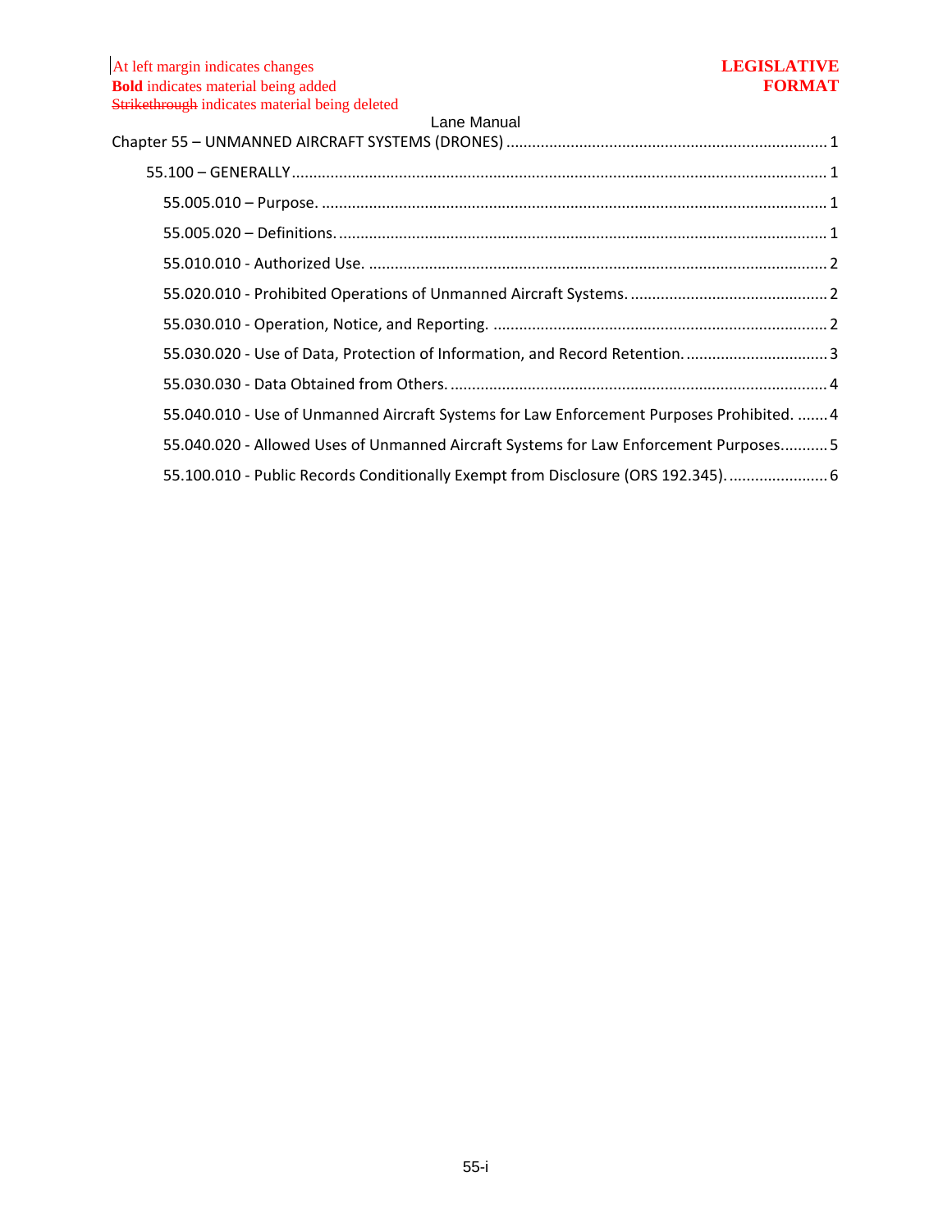At left margin indicates changes
**Bold** indicates material being added
~~Strikethrough~~ indicates material being deleted

**LEGISLATIVE FORMAT**

Lane Manual

Chapter 55 – UNMANNED AIRCRAFT SYSTEMS (DRONES) .......... 1

- 55.100 – GENERALLY .......... 1
  - 55.005.010 – Purpose. .......... 1
  - 55.005.020 – Definitions. .......... 1
  - 55.010.010 - Authorized Use. .......... 2
  - 55.020.010 - Prohibited Operations of Unmanned Aircraft Systems. .......... 2
  - 55.030.010 - Operation, Notice, and Reporting. .......... 2
  - 55.030.020 - Use of Data, Protection of Information, and Record Retention. .......... 3
  - 55.030.030 - Data Obtained from Others. .......... 4
  - 55.040.010 - Use of Unmanned Aircraft Systems for Law Enforcement Purposes Prohibited. .......... 4
  - 55.040.020 - Allowed Uses of Unmanned Aircraft Systems for Law Enforcement Purposes. .......... 5
  - 55.100.010 - Public Records Conditionally Exempt from Disclosure (ORS 192.345). .......... 6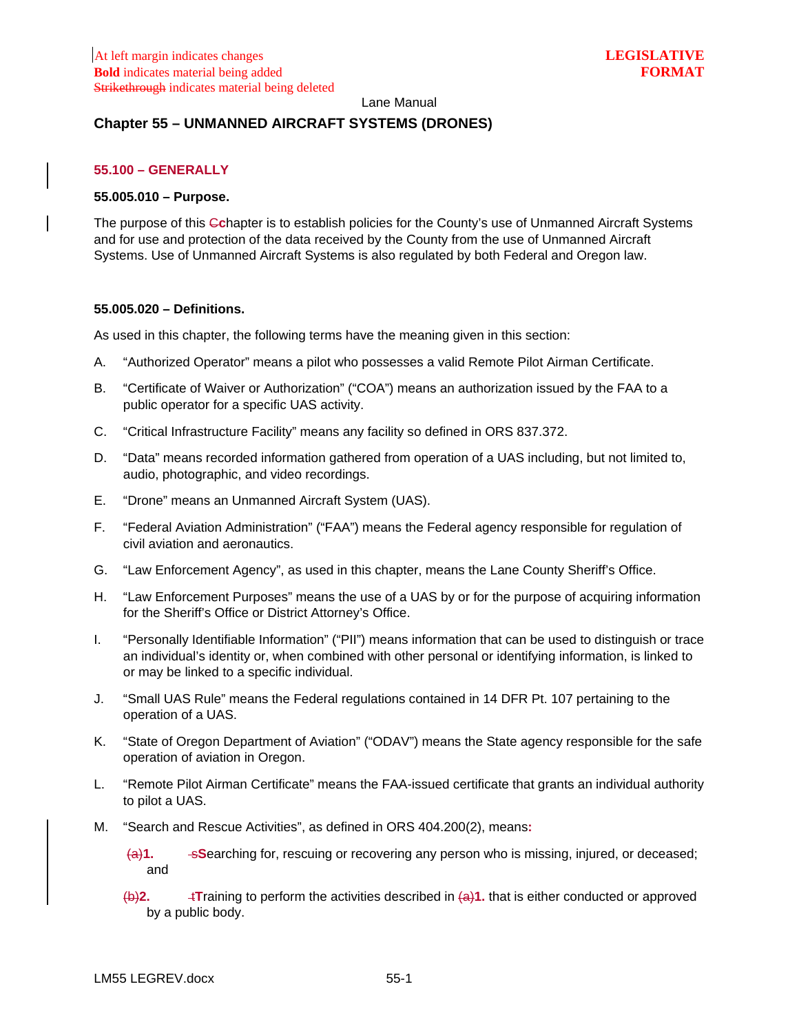At left margin indicates changes
**Bold** indicates material being added
~~Strikethrough~~ indicates material being deleted

**LEGISLATIVE FORMAT**

Lane Manual

## Chapter 55 – UNMANNED AIRCRAFT SYSTEMS (DRONES)

### 55.100 – GENERALLY

#### 55.005.010 – Purpose.

The purpose of this ~~C~~**c**hapter is to establish policies for the County's use of Unmanned Aircraft Systems and for use and protection of the data received by the County from the use of Unmanned Aircraft Systems. Use of Unmanned Aircraft Systems is also regulated by both Federal and Oregon law.

#### 55.005.020 – Definitions.

As used in this chapter, the following terms have the meaning given in this section:

A. "Authorized Operator" means a pilot who possesses a valid Remote Pilot Airman Certificate.

B. "Certificate of Waiver or Authorization" ("COA") means an authorization issued by the FAA to a public operator for a specific UAS activity.

C. "Critical Infrastructure Facility" means any facility so defined in ORS 837.372.

D. "Data" means recorded information gathered from operation of a UAS including, but not limited to, audio, photographic, and video recordings.

E. "Drone" means an Unmanned Aircraft System (UAS).

F. "Federal Aviation Administration" ("FAA") means the Federal agency responsible for regulation of civil aviation and aeronautics.

G. "Law Enforcement Agency", as used in this chapter, means the Lane County Sheriff's Office.

H. "Law Enforcement Purposes" means the use of a UAS by or for the purpose of acquiring information for the Sheriff's Office or District Attorney's Office.

I. "Personally Identifiable Information" ("PII") means information that can be used to distinguish or trace an individual's identity or, when combined with other personal or identifying information, is linked to or may be linked to a specific individual.

J. "Small UAS Rule" means the Federal regulations contained in 14 DFR Pt. 107 pertaining to the operation of a UAS.

K. "State of Oregon Department of Aviation" ("ODAV") means the State agency responsible for the safe operation of aviation in Oregon.

L. "Remote Pilot Airman Certificate" means the FAA-issued certificate that grants an individual authority to pilot a UAS.

M. "Search and Rescue Activities", as defined in ORS 404.200(2), means**:**

~~(a)~~**1.** ~~s~~**S**earching for, rescuing or recovering any person who is missing, injured, or deceased; and

~~(b)~~**2.** ~~t~~**T**raining to perform the activities described in ~~(a)~~**1.** that is either conducted or approved by a public body.

LM55 LEGREV.docx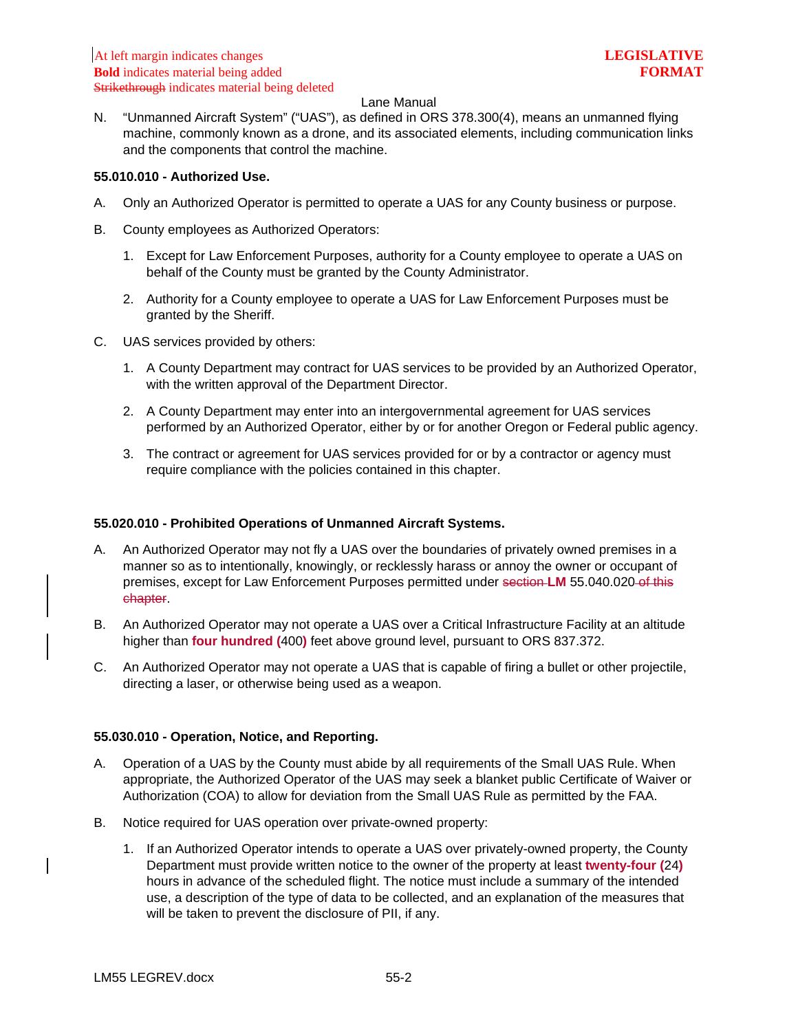N. "Unmanned Aircraft System" ("UAS"), as defined in ORS 378.300(4), means an unmanned flying machine, commonly known as a drone, and its associated elements, including communication links and the components that control the machine.

**55.010.010 - Authorized Use.**

A. Only an Authorized Operator is permitted to operate a UAS for any County business or purpose.

B. County employees as Authorized Operators:

1. Except for Law Enforcement Purposes, authority for a County employee to operate a UAS on behalf of the County must be granted by the County Administrator.

2. Authority for a County employee to operate a UAS for Law Enforcement Purposes must be granted by the Sheriff.

C. UAS services provided by others:

1. A County Department may contract for UAS services to be provided by an Authorized Operator, with the written approval of the Department Director.

2. A County Department may enter into an intergovernmental agreement for UAS services performed by an Authorized Operator, either by or for another Oregon or Federal public agency.

3. The contract or agreement for UAS services provided for or by a contractor or agency must require compliance with the policies contained in this chapter.

**55.020.010 - Prohibited Operations of Unmanned Aircraft Systems.**

A. An Authorized Operator may not fly a UAS over the boundaries of privately owned premises in a manner so as to intentionally, knowingly, or recklessly harass or annoy the owner or occupant of premises, except for Law Enforcement Purposes permitted under ~~section~~ **LM** 55.040.020 ~~of this chapter~~.

B. An Authorized Operator may not operate a UAS over a Critical Infrastructure Facility at an altitude higher than **four hundred (**400**)** feet above ground level, pursuant to ORS 837.372.

C. An Authorized Operator may not operate a UAS that is capable of firing a bullet or other projectile, directing a laser, or otherwise being used as a weapon.

**55.030.010 - Operation, Notice, and Reporting.**

A. Operation of a UAS by the County must abide by all requirements of the Small UAS Rule. When appropriate, the Authorized Operator of the UAS may seek a blanket public Certificate of Waiver or Authorization (COA) to allow for deviation from the Small UAS Rule as permitted by the FAA.

B. Notice required for UAS operation over private-owned property:

1. If an Authorized Operator intends to operate a UAS over privately-owned property, the County Department must provide written notice to the owner of the property at least **twenty-four (**24**)** hours in advance of the scheduled flight. The notice must include a summary of the intended use, a description of the type of data to be collected, and an explanation of the measures that will be taken to prevent the disclosure of PII, if any.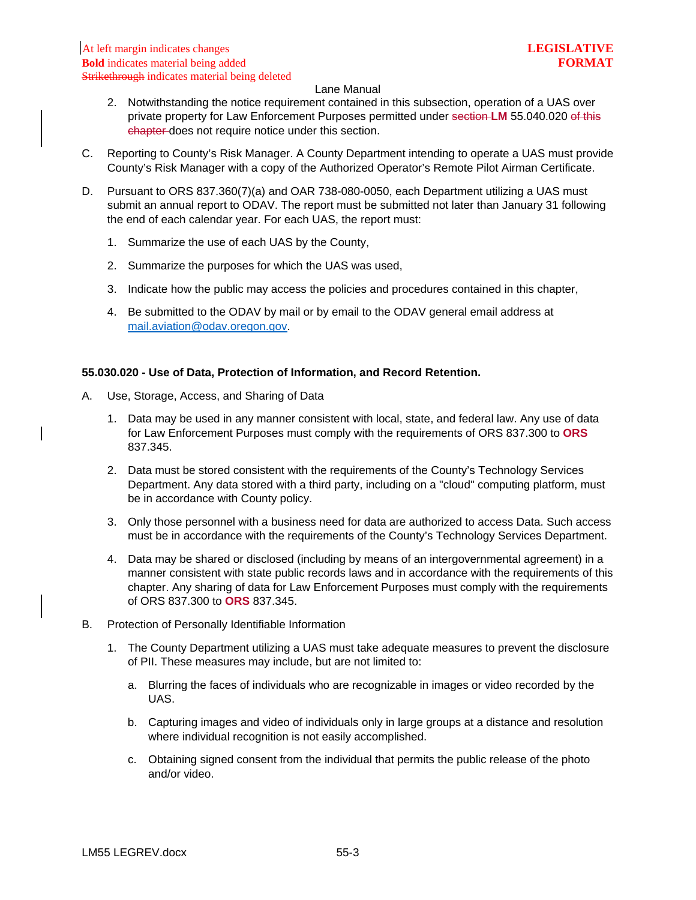2. Notwithstanding the notice requirement contained in this subsection, operation of a UAS over private property for Law Enforcement Purposes permitted under ~~section~~ **LM** 55.040.020 ~~of this chapter~~ does not require notice under this section.

C. Reporting to County's Risk Manager. A County Department intending to operate a UAS must provide County's Risk Manager with a copy of the Authorized Operator's Remote Pilot Airman Certificate.

D. Pursuant to ORS 837.360(7)(a) and OAR 738-080-0050, each Department utilizing a UAS must submit an annual report to ODAV. The report must be submitted not later than January 31 following the end of each calendar year. For each UAS, the report must:

   1. Summarize the use of each UAS by the County,

   2. Summarize the purposes for which the UAS was used,

   3. Indicate how the public may access the policies and procedures contained in this chapter,

   4. Be submitted to the ODAV by mail or by email to the ODAV general email address at mail.aviation@odav.oregon.gov.

**55.030.020 - Use of Data, Protection of Information, and Record Retention.**

A. Use, Storage, Access, and Sharing of Data

   1. Data may be used in any manner consistent with local, state, and federal law. Any use of data for Law Enforcement Purposes must comply with the requirements of ORS 837.300 to **ORS** 837.345.

   2. Data must be stored consistent with the requirements of the County's Technology Services Department. Any data stored with a third party, including on a "cloud" computing platform, must be in accordance with County policy.

   3. Only those personnel with a business need for data are authorized to access Data. Such access must be in accordance with the requirements of the County's Technology Services Department.

   4. Data may be shared or disclosed (including by means of an intergovernmental agreement) in a manner consistent with state public records laws and in accordance with the requirements of this chapter. Any sharing of data for Law Enforcement Purposes must comply with the requirements of ORS 837.300 to **ORS** 837.345.

B. Protection of Personally Identifiable Information

   1. The County Department utilizing a UAS must take adequate measures to prevent the disclosure of PII. These measures may include, but are not limited to:

      a. Blurring the faces of individuals who are recognizable in images or video recorded by the UAS.

      b. Capturing images and video of individuals only in large groups at a distance and resolution where individual recognition is not easily accomplished.

      c. Obtaining signed consent from the individual that permits the public release of the photo and/or video.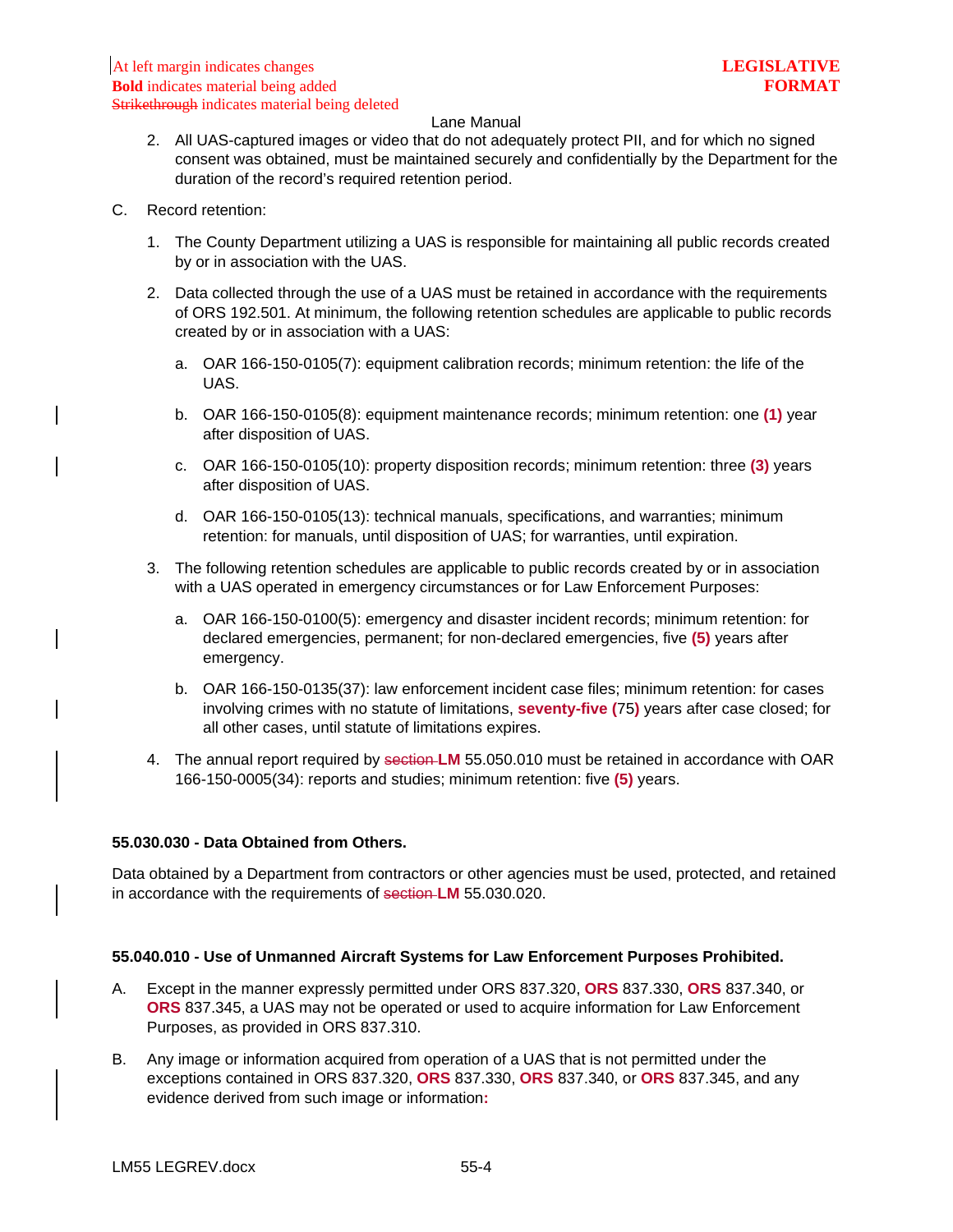2. All UAS-captured images or video that do not adequately protect PII, and for which no signed consent was obtained, must be maintained securely and confidentially by the Department for the duration of the record's required retention period.

C. Record retention:

1. The County Department utilizing a UAS is responsible for maintaining all public records created by or in association with the UAS.

2. Data collected through the use of a UAS must be retained in accordance with the requirements of ORS 192.501. At minimum, the following retention schedules are applicable to public records created by or in association with a UAS:

   a. OAR 166-150-0105(7): equipment calibration records; minimum retention: the life of the UAS.

   b. OAR 166-150-0105(8): equipment maintenance records; minimum retention: one **(1)** year after disposition of UAS.

   c. OAR 166-150-0105(10): property disposition records; minimum retention: three **(3)** years after disposition of UAS.

   d. OAR 166-150-0105(13): technical manuals, specifications, and warranties; minimum retention: for manuals, until disposition of UAS; for warranties, until expiration.

3. The following retention schedules are applicable to public records created by or in association with a UAS operated in emergency circumstances or for Law Enforcement Purposes:

   a. OAR 166-150-0100(5): emergency and disaster incident records; minimum retention: for declared emergencies, permanent; for non-declared emergencies, five **(5)** years after emergency.

   b. OAR 166-150-0135(37): law enforcement incident case files; minimum retention: for cases involving crimes with no statute of limitations, **seventy-five (**75**)** years after case closed; for all other cases, until statute of limitations expires.

4. The annual report required by ~~section~~ **LM** 55.050.010 must be retained in accordance with OAR 166-150-0005(34): reports and studies; minimum retention: five **(5)** years.

**55.030.030 - Data Obtained from Others.**

Data obtained by a Department from contractors or other agencies must be used, protected, and retained in accordance with the requirements of ~~section~~ **LM** 55.030.020.

**55.040.010 - Use of Unmanned Aircraft Systems for Law Enforcement Purposes Prohibited.**

A. Except in the manner expressly permitted under ORS 837.320, **ORS** 837.330, **ORS** 837.340, or **ORS** 837.345, a UAS may not be operated or used to acquire information for Law Enforcement Purposes, as provided in ORS 837.310.

B. Any image or information acquired from operation of a UAS that is not permitted under the exceptions contained in ORS 837.320, **ORS** 837.330, **ORS** 837.340, or **ORS** 837.345, and any evidence derived from such image or information**:**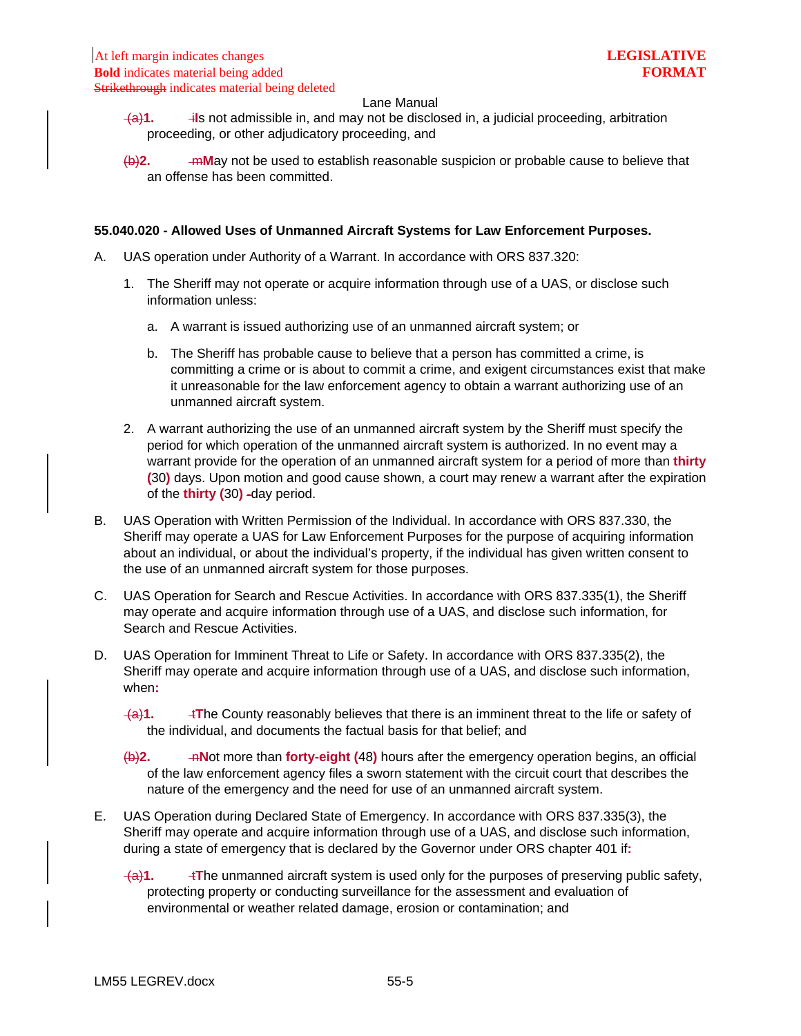(a)**1.** iIs not admissible in, and may not be disclosed in, a judicial proceeding, arbitration proceeding, or other adjudicatory proceeding, and

(b)**2.** mMay not be used to establish reasonable suspicion or probable cause to believe that an offense has been committed.

**55.040.020 - Allowed Uses of Unmanned Aircraft Systems for Law Enforcement Purposes.**

A. UAS operation under Authority of a Warrant. In accordance with ORS 837.320:

1. The Sheriff may not operate or acquire information through use of a UAS, or disclose such information unless:

   a. A warrant is issued authorizing use of an unmanned aircraft system; or

   b. The Sheriff has probable cause to believe that a person has committed a crime, is committing a crime or is about to commit a crime, and exigent circumstances exist that make it unreasonable for the law enforcement agency to obtain a warrant authorizing use of an unmanned aircraft system.

2. A warrant authorizing the use of an unmanned aircraft system by the Sheriff must specify the period for which operation of the unmanned aircraft system is authorized. In no event may a warrant provide for the operation of an unmanned aircraft system for a period of more than **thirty (**30**)** days. Upon motion and good cause shown, a court may renew a warrant after the expiration of the **thirty (**30**)** -day period.

B. UAS Operation with Written Permission of the Individual. In accordance with ORS 837.330, the Sheriff may operate a UAS for Law Enforcement Purposes for the purpose of acquiring information about an individual, or about the individual's property, if the individual has given written consent to the use of an unmanned aircraft system for those purposes.

C. UAS Operation for Search and Rescue Activities. In accordance with ORS 837.335(1), the Sheriff may operate and acquire information through use of a UAS, and disclose such information, for Search and Rescue Activities.

D. UAS Operation for Imminent Threat to Life or Safety. In accordance with ORS 837.335(2), the Sheriff may operate and acquire information through use of a UAS, and disclose such information, when**:**

(a)**1.** tThe County reasonably believes that there is an imminent threat to the life or safety of the individual, and documents the factual basis for that belief; and

(b)**2.** nNot more than **forty-eight (**48**)** hours after the emergency operation begins, an official of the law enforcement agency files a sworn statement with the circuit court that describes the nature of the emergency and the need for use of an unmanned aircraft system.

E. UAS Operation during Declared State of Emergency. In accordance with ORS 837.335(3), the Sheriff may operate and acquire information through use of a UAS, and disclose such information, during a state of emergency that is declared by the Governor under ORS chapter 401 if**:**

(a)**1.** tThe unmanned aircraft system is used only for the purposes of preserving public safety, protecting property or conducting surveillance for the assessment and evaluation of environmental or weather related damage, erosion or contamination; and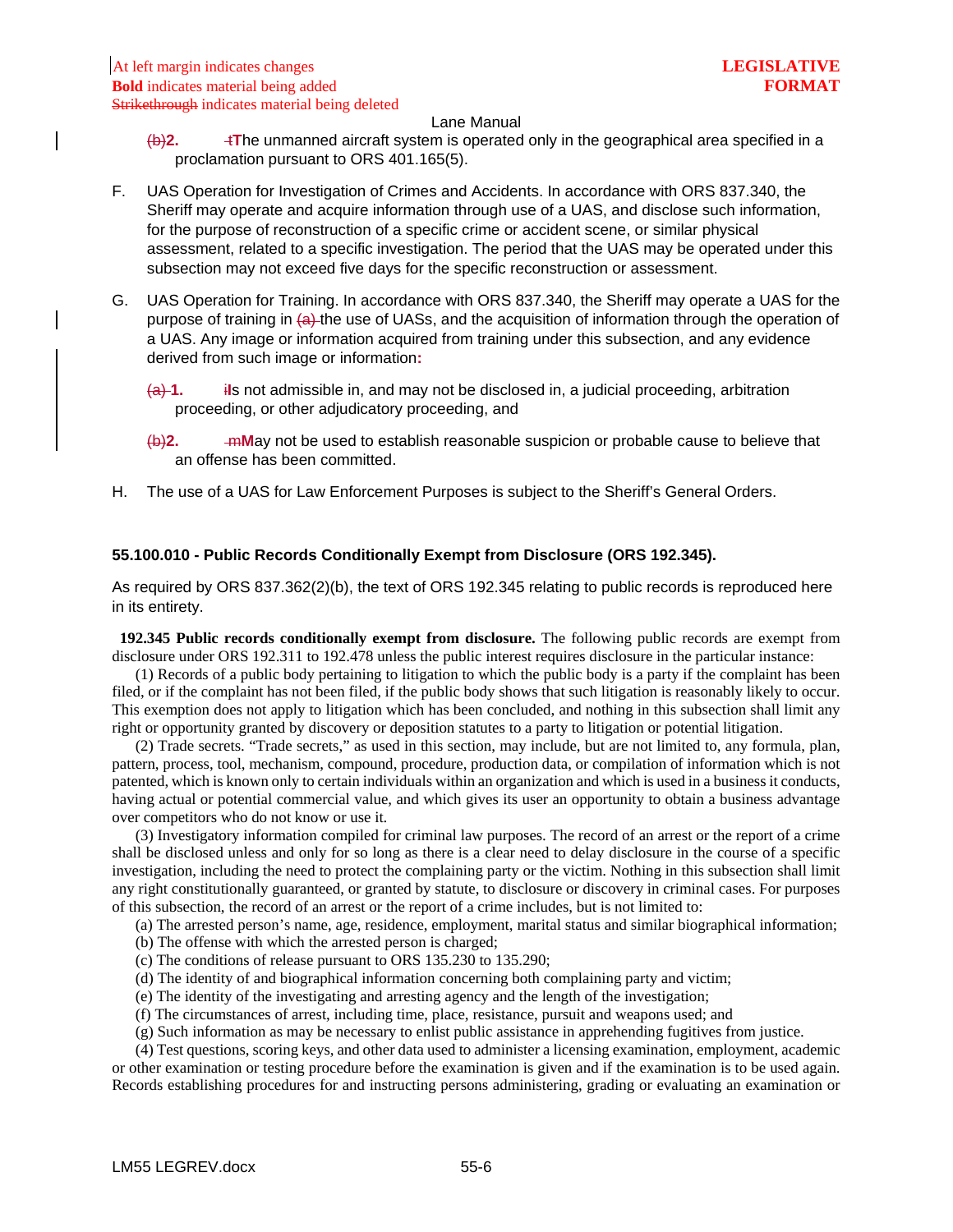At left margin indicates changes
**Bold** indicates material being added
~~Strikethrough~~ indicates material being deleted

**LEGISLATIVE FORMAT**

Lane Manual

~~(b)~~**2.** ~~t~~**T**he unmanned aircraft system is operated only in the geographical area specified in a proclamation pursuant to ORS 401.165(5).

F. UAS Operation for Investigation of Crimes and Accidents. In accordance with ORS 837.340, the Sheriff may operate and acquire information through use of a UAS, and disclose such information, for the purpose of reconstruction of a specific crime or accident scene, or similar physical assessment, related to a specific investigation. The period that the UAS may be operated under this subsection may not exceed five days for the specific reconstruction or assessment.

G. UAS Operation for Training. In accordance with ORS 837.340, the Sheriff may operate a UAS for the purpose of training in ~~(a)~~ the use of UASs, and the acquisition of information through the operation of a UAS. Any image or information acquired from training under this subsection, and any evidence derived from such image or information**:**

~~(a)~~ **1.** ~~i~~**I**s not admissible in, and may not be disclosed in, a judicial proceeding, arbitration proceeding, or other adjudicatory proceeding, and

~~(b)~~**2.** ~~m~~**M**ay not be used to establish reasonable suspicion or probable cause to believe that an offense has been committed.

H. The use of a UAS for Law Enforcement Purposes is subject to the Sheriff's General Orders.

**55.100.010 - Public Records Conditionally Exempt from Disclosure (ORS 192.345).**

As required by ORS 837.362(2)(b), the text of ORS 192.345 relating to public records is reproduced here in its entirety.

**192.345 Public records conditionally exempt from disclosure.** The following public records are exempt from disclosure under ORS 192.311 to 192.478 unless the public interest requires disclosure in the particular instance:

(1) Records of a public body pertaining to litigation to which the public body is a party if the complaint has been filed, or if the complaint has not been filed, if the public body shows that such litigation is reasonably likely to occur. This exemption does not apply to litigation which has been concluded, and nothing in this subsection shall limit any right or opportunity granted by discovery or deposition statutes to a party to litigation or potential litigation.

(2) Trade secrets. "Trade secrets," as used in this section, may include, but are not limited to, any formula, plan, pattern, process, tool, mechanism, compound, procedure, production data, or compilation of information which is not patented, which is known only to certain individuals within an organization and which is used in a business it conducts, having actual or potential commercial value, and which gives its user an opportunity to obtain a business advantage over competitors who do not know or use it.

(3) Investigatory information compiled for criminal law purposes. The record of an arrest or the report of a crime shall be disclosed unless and only for so long as there is a clear need to delay disclosure in the course of a specific investigation, including the need to protect the complaining party or the victim. Nothing in this subsection shall limit any right constitutionally guaranteed, or granted by statute, to disclosure or discovery in criminal cases. For purposes of this subsection, the record of an arrest or the report of a crime includes, but is not limited to:

(a) The arrested person's name, age, residence, employment, marital status and similar biographical information;
(b) The offense with which the arrested person is charged;
(c) The conditions of release pursuant to ORS 135.230 to 135.290;
(d) The identity of and biographical information concerning both complaining party and victim;
(e) The identity of the investigating and arresting agency and the length of the investigation;
(f) The circumstances of arrest, including time, place, resistance, pursuit and weapons used; and
(g) Such information as may be necessary to enlist public assistance in apprehending fugitives from justice.

(4) Test questions, scoring keys, and other data used to administer a licensing examination, employment, academic or other examination or testing procedure before the examination is given and if the examination is to be used again. Records establishing procedures for and instructing persons administering, grading or evaluating an examination or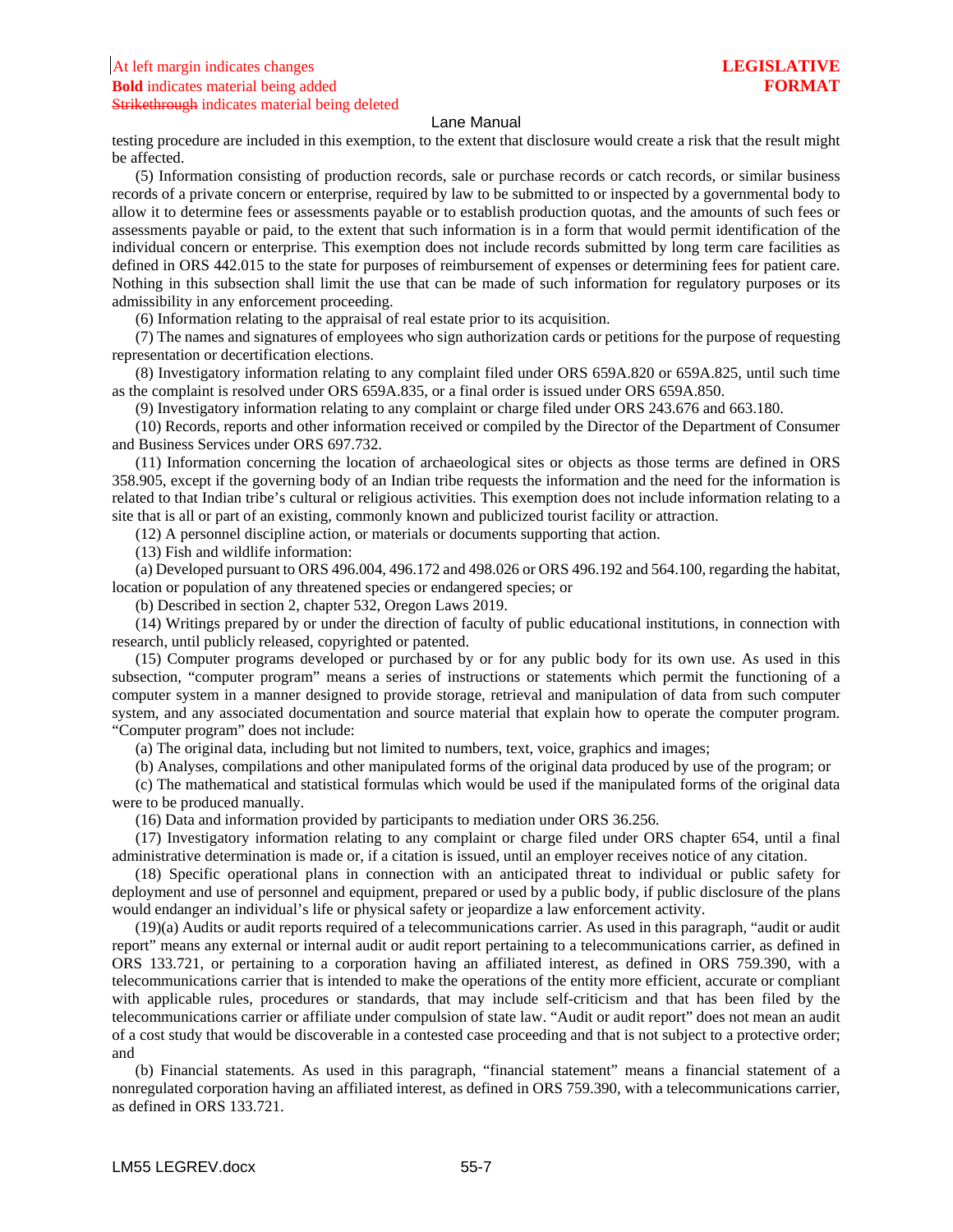testing procedure are included in this exemption, to the extent that disclosure would create a risk that the result might be affected.

(5) Information consisting of production records, sale or purchase records or catch records, or similar business records of a private concern or enterprise, required by law to be submitted to or inspected by a governmental body to allow it to determine fees or assessments payable or to establish production quotas, and the amounts of such fees or assessments payable or paid, to the extent that such information is in a form that would permit identification of the individual concern or enterprise. This exemption does not include records submitted by long term care facilities as defined in ORS 442.015 to the state for purposes of reimbursement of expenses or determining fees for patient care. Nothing in this subsection shall limit the use that can be made of such information for regulatory purposes or its admissibility in any enforcement proceeding.

(6) Information relating to the appraisal of real estate prior to its acquisition.

(7) The names and signatures of employees who sign authorization cards or petitions for the purpose of requesting representation or decertification elections.

(8) Investigatory information relating to any complaint filed under ORS 659A.820 or 659A.825, until such time as the complaint is resolved under ORS 659A.835, or a final order is issued under ORS 659A.850.

(9) Investigatory information relating to any complaint or charge filed under ORS 243.676 and 663.180.

(10) Records, reports and other information received or compiled by the Director of the Department of Consumer and Business Services under ORS 697.732.

(11) Information concerning the location of archaeological sites or objects as those terms are defined in ORS 358.905, except if the governing body of an Indian tribe requests the information and the need for the information is related to that Indian tribe's cultural or religious activities. This exemption does not include information relating to a site that is all or part of an existing, commonly known and publicized tourist facility or attraction.

(12) A personnel discipline action, or materials or documents supporting that action.

(13) Fish and wildlife information:

(a) Developed pursuant to ORS 496.004, 496.172 and 498.026 or ORS 496.192 and 564.100, regarding the habitat, location or population of any threatened species or endangered species; or

(b) Described in section 2, chapter 532, Oregon Laws 2019.

(14) Writings prepared by or under the direction of faculty of public educational institutions, in connection with research, until publicly released, copyrighted or patented.

(15) Computer programs developed or purchased by or for any public body for its own use. As used in this subsection, "computer program" means a series of instructions or statements which permit the functioning of a computer system in a manner designed to provide storage, retrieval and manipulation of data from such computer system, and any associated documentation and source material that explain how to operate the computer program. "Computer program" does not include:

(a) The original data, including but not limited to numbers, text, voice, graphics and images;

(b) Analyses, compilations and other manipulated forms of the original data produced by use of the program; or

(c) The mathematical and statistical formulas which would be used if the manipulated forms of the original data were to be produced manually.

(16) Data and information provided by participants to mediation under ORS 36.256.

(17) Investigatory information relating to any complaint or charge filed under ORS chapter 654, until a final administrative determination is made or, if a citation is issued, until an employer receives notice of any citation.

(18) Specific operational plans in connection with an anticipated threat to individual or public safety for deployment and use of personnel and equipment, prepared or used by a public body, if public disclosure of the plans would endanger an individual's life or physical safety or jeopardize a law enforcement activity.

(19)(a) Audits or audit reports required of a telecommunications carrier. As used in this paragraph, "audit or audit report" means any external or internal audit or audit report pertaining to a telecommunications carrier, as defined in ORS 133.721, or pertaining to a corporation having an affiliated interest, as defined in ORS 759.390, with a telecommunications carrier that is intended to make the operations of the entity more efficient, accurate or compliant with applicable rules, procedures or standards, that may include self-criticism and that has been filed by the telecommunications carrier or affiliate under compulsion of state law. "Audit or audit report" does not mean an audit of a cost study that would be discoverable in a contested case proceeding and that is not subject to a protective order; and

(b) Financial statements. As used in this paragraph, "financial statement" means a financial statement of a nonregulated corporation having an affiliated interest, as defined in ORS 759.390, with a telecommunications carrier, as defined in ORS 133.721.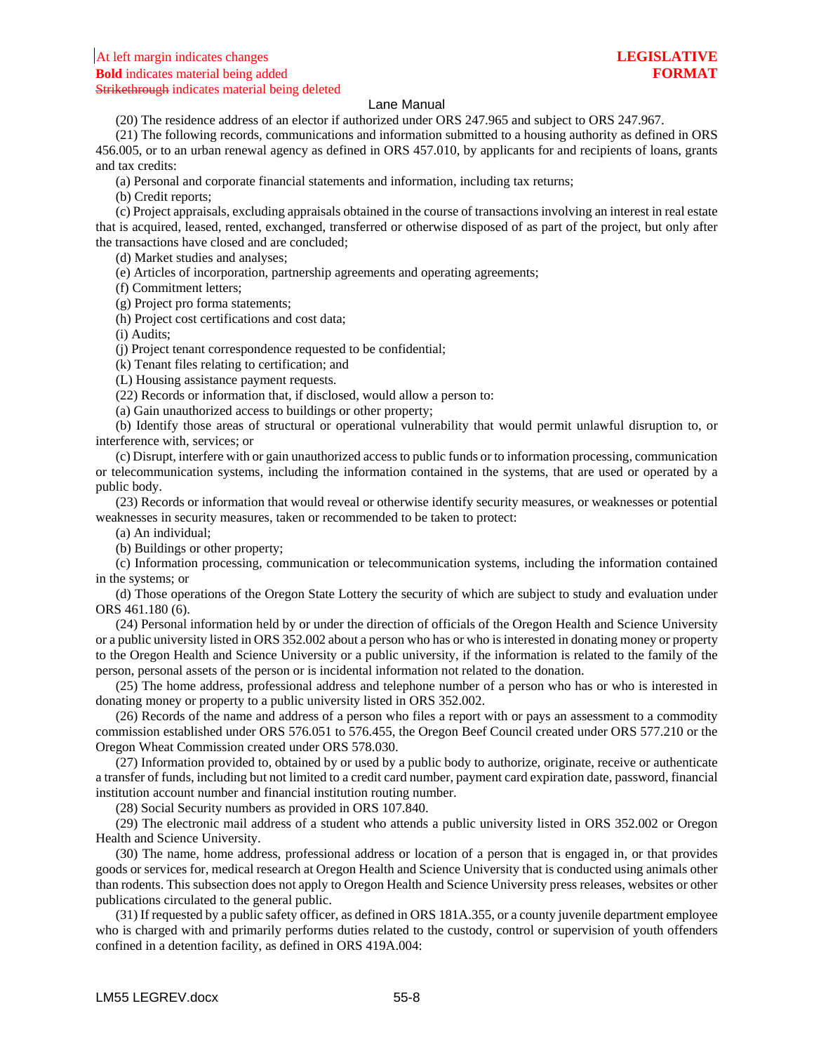(20) The residence address of an elector if authorized under ORS 247.965 and subject to ORS 247.967.

(21) The following records, communications and information submitted to a housing authority as defined in ORS 456.005, or to an urban renewal agency as defined in ORS 457.010, by applicants for and recipients of loans, grants and tax credits:

(a) Personal and corporate financial statements and information, including tax returns;

(b) Credit reports;

(c) Project appraisals, excluding appraisals obtained in the course of transactions involving an interest in real estate that is acquired, leased, rented, exchanged, transferred or otherwise disposed of as part of the project, but only after the transactions have closed and are concluded;

(d) Market studies and analyses;

(e) Articles of incorporation, partnership agreements and operating agreements;

(f) Commitment letters;

(g) Project pro forma statements;

(h) Project cost certifications and cost data;

(i) Audits;

(j) Project tenant correspondence requested to be confidential;

(k) Tenant files relating to certification; and

(L) Housing assistance payment requests.

(22) Records or information that, if disclosed, would allow a person to:

(a) Gain unauthorized access to buildings or other property;

(b) Identify those areas of structural or operational vulnerability that would permit unlawful disruption to, or interference with, services; or

(c) Disrupt, interfere with or gain unauthorized access to public funds or to information processing, communication or telecommunication systems, including the information contained in the systems, that are used or operated by a public body.

(23) Records or information that would reveal or otherwise identify security measures, or weaknesses or potential weaknesses in security measures, taken or recommended to be taken to protect:

(a) An individual;

(b) Buildings or other property;

(c) Information processing, communication or telecommunication systems, including the information contained in the systems; or

(d) Those operations of the Oregon State Lottery the security of which are subject to study and evaluation under ORS 461.180 (6).

(24) Personal information held by or under the direction of officials of the Oregon Health and Science University or a public university listed in ORS 352.002 about a person who has or who is interested in donating money or property to the Oregon Health and Science University or a public university, if the information is related to the family of the person, personal assets of the person or is incidental information not related to the donation.

(25) The home address, professional address and telephone number of a person who has or who is interested in donating money or property to a public university listed in ORS 352.002.

(26) Records of the name and address of a person who files a report with or pays an assessment to a commodity commission established under ORS 576.051 to 576.455, the Oregon Beef Council created under ORS 577.210 or the Oregon Wheat Commission created under ORS 578.030.

(27) Information provided to, obtained by or used by a public body to authorize, originate, receive or authenticate a transfer of funds, including but not limited to a credit card number, payment card expiration date, password, financial institution account number and financial institution routing number.

(28) Social Security numbers as provided in ORS 107.840.

(29) The electronic mail address of a student who attends a public university listed in ORS 352.002 or Oregon Health and Science University.

(30) The name, home address, professional address or location of a person that is engaged in, or that provides goods or services for, medical research at Oregon Health and Science University that is conducted using animals other than rodents. This subsection does not apply to Oregon Health and Science University press releases, websites or other publications circulated to the general public.

(31) If requested by a public safety officer, as defined in ORS 181A.355, or a county juvenile department employee who is charged with and primarily performs duties related to the custody, control or supervision of youth offenders confined in a detention facility, as defined in ORS 419A.004: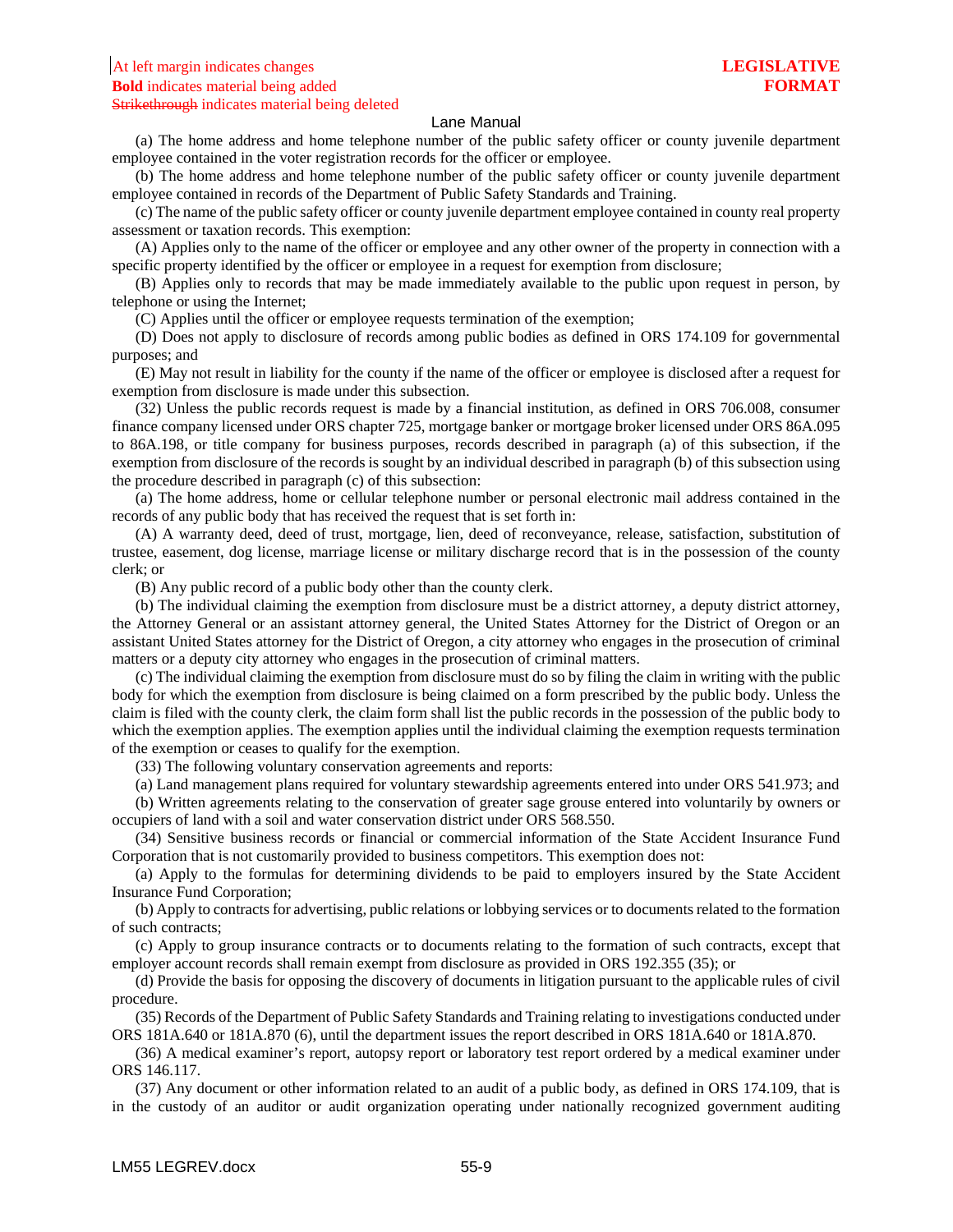(a) The home address and home telephone number of the public safety officer or county juvenile department employee contained in the voter registration records for the officer or employee.

(b) The home address and home telephone number of the public safety officer or county juvenile department employee contained in records of the Department of Public Safety Standards and Training.

(c) The name of the public safety officer or county juvenile department employee contained in county real property assessment or taxation records. This exemption:

(A) Applies only to the name of the officer or employee and any other owner of the property in connection with a specific property identified by the officer or employee in a request for exemption from disclosure;

(B) Applies only to records that may be made immediately available to the public upon request in person, by telephone or using the Internet;

(C) Applies until the officer or employee requests termination of the exemption;

(D) Does not apply to disclosure of records among public bodies as defined in ORS 174.109 for governmental purposes; and

(E) May not result in liability for the county if the name of the officer or employee is disclosed after a request for exemption from disclosure is made under this subsection.

(32) Unless the public records request is made by a financial institution, as defined in ORS 706.008, consumer finance company licensed under ORS chapter 725, mortgage banker or mortgage broker licensed under ORS 86A.095 to 86A.198, or title company for business purposes, records described in paragraph (a) of this subsection, if the exemption from disclosure of the records is sought by an individual described in paragraph (b) of this subsection using the procedure described in paragraph (c) of this subsection:

(a) The home address, home or cellular telephone number or personal electronic mail address contained in the records of any public body that has received the request that is set forth in:

(A) A warranty deed, deed of trust, mortgage, lien, deed of reconveyance, release, satisfaction, substitution of trustee, easement, dog license, marriage license or military discharge record that is in the possession of the county clerk; or

(B) Any public record of a public body other than the county clerk.

(b) The individual claiming the exemption from disclosure must be a district attorney, a deputy district attorney, the Attorney General or an assistant attorney general, the United States Attorney for the District of Oregon or an assistant United States attorney for the District of Oregon, a city attorney who engages in the prosecution of criminal matters or a deputy city attorney who engages in the prosecution of criminal matters.

(c) The individual claiming the exemption from disclosure must do so by filing the claim in writing with the public body for which the exemption from disclosure is being claimed on a form prescribed by the public body. Unless the claim is filed with the county clerk, the claim form shall list the public records in the possession of the public body to which the exemption applies. The exemption applies until the individual claiming the exemption requests termination of the exemption or ceases to qualify for the exemption.

(33) The following voluntary conservation agreements and reports:

(a) Land management plans required for voluntary stewardship agreements entered into under ORS 541.973; and

(b) Written agreements relating to the conservation of greater sage grouse entered into voluntarily by owners or occupiers of land with a soil and water conservation district under ORS 568.550.

(34) Sensitive business records or financial or commercial information of the State Accident Insurance Fund Corporation that is not customarily provided to business competitors. This exemption does not:

(a) Apply to the formulas for determining dividends to be paid to employers insured by the State Accident Insurance Fund Corporation;

(b) Apply to contracts for advertising, public relations or lobbying services or to documents related to the formation of such contracts;

(c) Apply to group insurance contracts or to documents relating to the formation of such contracts, except that employer account records shall remain exempt from disclosure as provided in ORS 192.355 (35); or

(d) Provide the basis for opposing the discovery of documents in litigation pursuant to the applicable rules of civil procedure.

(35) Records of the Department of Public Safety Standards and Training relating to investigations conducted under ORS 181A.640 or 181A.870 (6), until the department issues the report described in ORS 181A.640 or 181A.870.

(36) A medical examiner's report, autopsy report or laboratory test report ordered by a medical examiner under ORS 146.117.

(37) Any document or other information related to an audit of a public body, as defined in ORS 174.109, that is in the custody of an auditor or audit organization operating under nationally recognized government auditing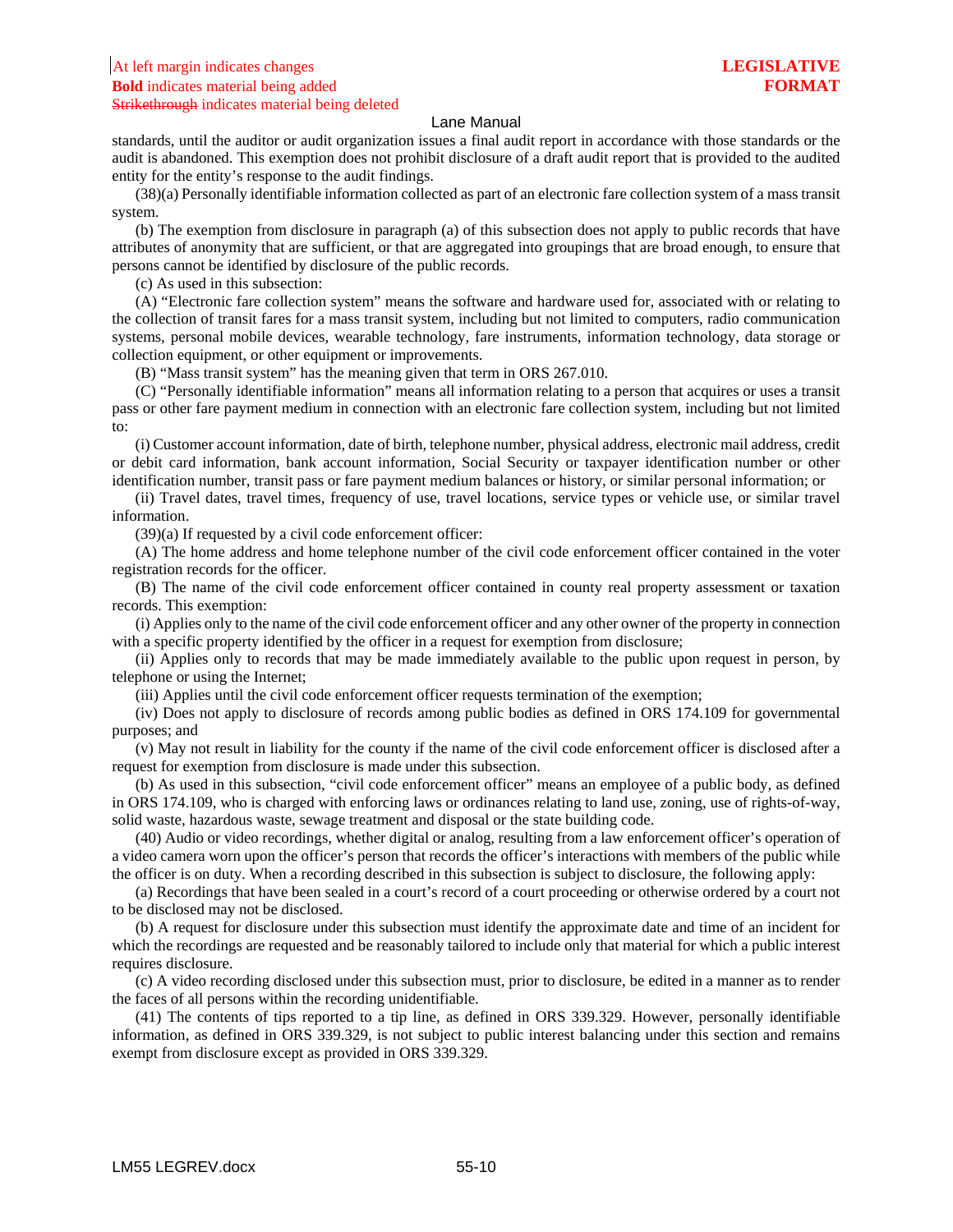standards, until the auditor or audit organization issues a final audit report in accordance with those standards or the audit is abandoned. This exemption does not prohibit disclosure of a draft audit report that is provided to the audited entity for the entity's response to the audit findings.

(38)(a) Personally identifiable information collected as part of an electronic fare collection system of a mass transit system.

(b) The exemption from disclosure in paragraph (a) of this subsection does not apply to public records that have attributes of anonymity that are sufficient, or that are aggregated into groupings that are broad enough, to ensure that persons cannot be identified by disclosure of the public records.

(c) As used in this subsection:

(A) "Electronic fare collection system" means the software and hardware used for, associated with or relating to the collection of transit fares for a mass transit system, including but not limited to computers, radio communication systems, personal mobile devices, wearable technology, fare instruments, information technology, data storage or collection equipment, or other equipment or improvements.

(B) "Mass transit system" has the meaning given that term in ORS 267.010.

(C) "Personally identifiable information" means all information relating to a person that acquires or uses a transit pass or other fare payment medium in connection with an electronic fare collection system, including but not limited to:

(i) Customer account information, date of birth, telephone number, physical address, electronic mail address, credit or debit card information, bank account information, Social Security or taxpayer identification number or other identification number, transit pass or fare payment medium balances or history, or similar personal information; or

(ii) Travel dates, travel times, frequency of use, travel locations, service types or vehicle use, or similar travel information.

(39)(a) If requested by a civil code enforcement officer:

(A) The home address and home telephone number of the civil code enforcement officer contained in the voter registration records for the officer.

(B) The name of the civil code enforcement officer contained in county real property assessment or taxation records. This exemption:

(i) Applies only to the name of the civil code enforcement officer and any other owner of the property in connection with a specific property identified by the officer in a request for exemption from disclosure;

(ii) Applies only to records that may be made immediately available to the public upon request in person, by telephone or using the Internet;

(iii) Applies until the civil code enforcement officer requests termination of the exemption;

(iv) Does not apply to disclosure of records among public bodies as defined in ORS 174.109 for governmental purposes; and

(v) May not result in liability for the county if the name of the civil code enforcement officer is disclosed after a request for exemption from disclosure is made under this subsection.

(b) As used in this subsection, "civil code enforcement officer" means an employee of a public body, as defined in ORS 174.109, who is charged with enforcing laws or ordinances relating to land use, zoning, use of rights-of-way, solid waste, hazardous waste, sewage treatment and disposal or the state building code.

(40) Audio or video recordings, whether digital or analog, resulting from a law enforcement officer's operation of a video camera worn upon the officer's person that records the officer's interactions with members of the public while the officer is on duty. When a recording described in this subsection is subject to disclosure, the following apply:

(a) Recordings that have been sealed in a court's record of a court proceeding or otherwise ordered by a court not to be disclosed may not be disclosed.

(b) A request for disclosure under this subsection must identify the approximate date and time of an incident for which the recordings are requested and be reasonably tailored to include only that material for which a public interest requires disclosure.

(c) A video recording disclosed under this subsection must, prior to disclosure, be edited in a manner as to render the faces of all persons within the recording unidentifiable.

(41) The contents of tips reported to a tip line, as defined in ORS 339.329. However, personally identifiable information, as defined in ORS 339.329, is not subject to public interest balancing under this section and remains exempt from disclosure except as provided in ORS 339.329.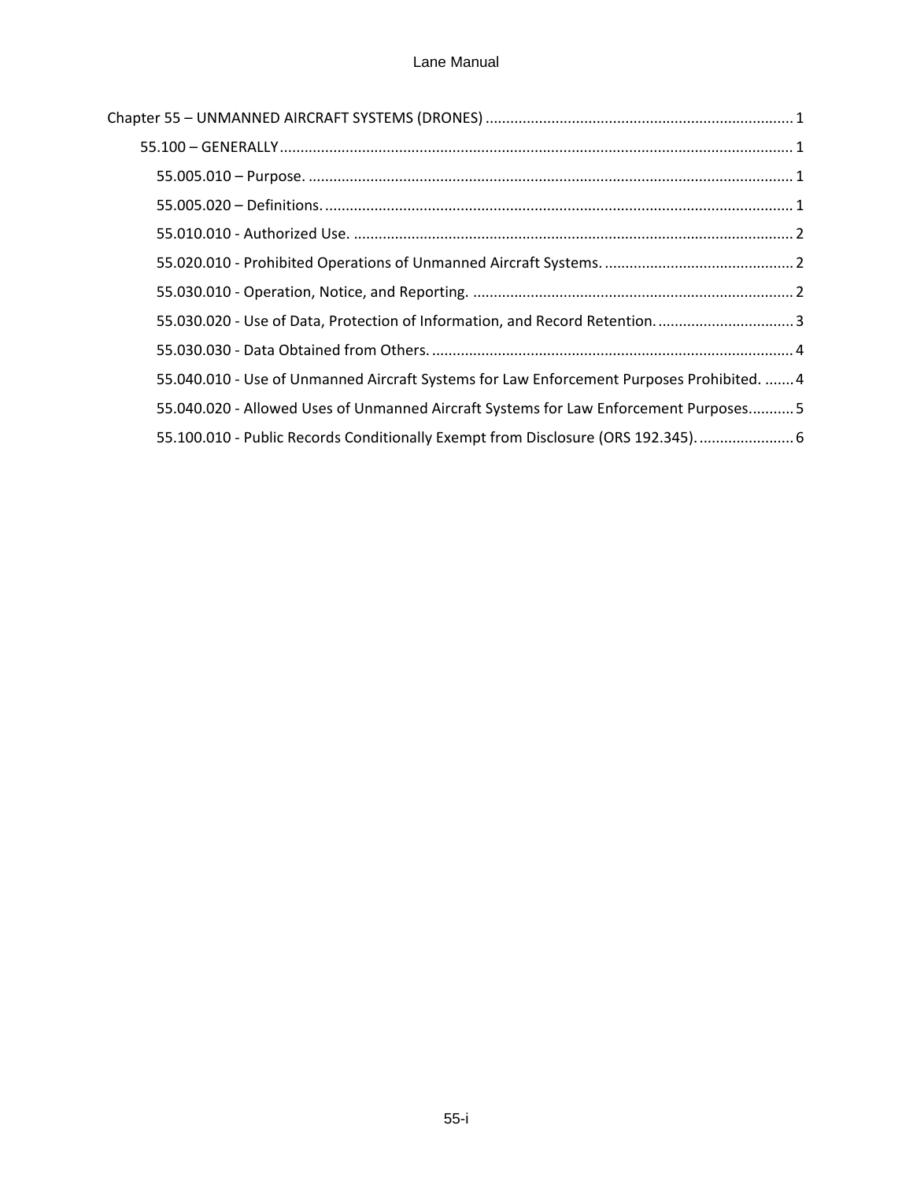Chapter 55 – UNMANNED AIRCRAFT SYSTEMS (DRONES) .......... 1

55.100 – GENERALLY .......... 1

55.005.010 – Purpose. .......... 1

55.005.020 – Definitions. .......... 1

55.010.010 - Authorized Use. .......... 2

55.020.010 - Prohibited Operations of Unmanned Aircraft Systems. .......... 2

55.030.010 - Operation, Notice, and Reporting. .......... 2

55.030.020 - Use of Data, Protection of Information, and Record Retention. .......... 3

55.030.030 - Data Obtained from Others. .......... 4

55.040.010 - Use of Unmanned Aircraft Systems for Law Enforcement Purposes Prohibited. .......... 4

55.040.020 - Allowed Uses of Unmanned Aircraft Systems for Law Enforcement Purposes .......... 5

55.100.010 - Public Records Conditionally Exempt from Disclosure (ORS 192.345). .......... 6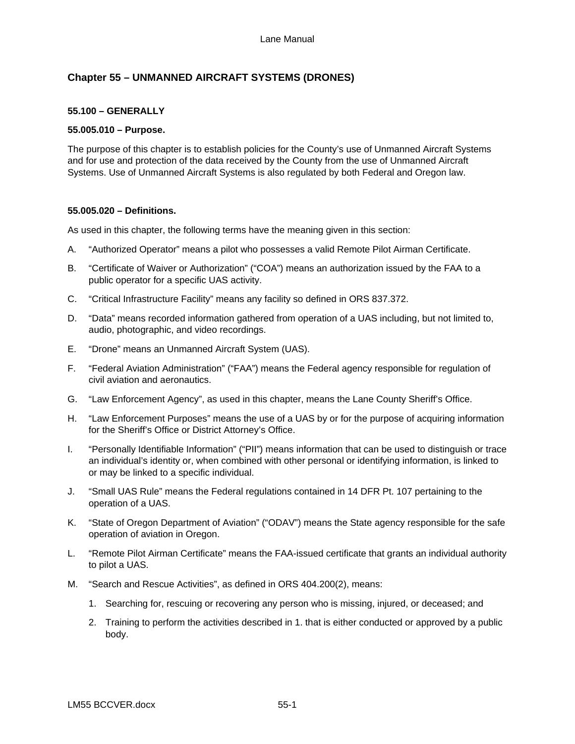# Chapter 55 – UNMANNED AIRCRAFT SYSTEMS (DRONES)

## 55.100 – GENERALLY

### 55.005.010 – Purpose.

The purpose of this chapter is to establish policies for the County's use of Unmanned Aircraft Systems and for use and protection of the data received by the County from the use of Unmanned Aircraft Systems. Use of Unmanned Aircraft Systems is also regulated by both Federal and Oregon law.

### 55.005.020 – Definitions.

As used in this chapter, the following terms have the meaning given in this section:

A. "Authorized Operator" means a pilot who possesses a valid Remote Pilot Airman Certificate.

B. "Certificate of Waiver or Authorization" ("COA") means an authorization issued by the FAA to a public operator for a specific UAS activity.

C. "Critical Infrastructure Facility" means any facility so defined in ORS 837.372.

D. "Data" means recorded information gathered from operation of a UAS including, but not limited to, audio, photographic, and video recordings.

E. "Drone" means an Unmanned Aircraft System (UAS).

F. "Federal Aviation Administration" ("FAA") means the Federal agency responsible for regulation of civil aviation and aeronautics.

G. "Law Enforcement Agency", as used in this chapter, means the Lane County Sheriff's Office.

H. "Law Enforcement Purposes" means the use of a UAS by or for the purpose of acquiring information for the Sheriff's Office or District Attorney's Office.

I. "Personally Identifiable Information" ("PII") means information that can be used to distinguish or trace an individual's identity or, when combined with other personal or identifying information, is linked to or may be linked to a specific individual.

J. "Small UAS Rule" means the Federal regulations contained in 14 DFR Pt. 107 pertaining to the operation of a UAS.

K. "State of Oregon Department of Aviation" ("ODAV") means the State agency responsible for the safe operation of aviation in Oregon.

L. "Remote Pilot Airman Certificate" means the FAA-issued certificate that grants an individual authority to pilot a UAS.

M. "Search and Rescue Activities", as defined in ORS 404.200(2), means:

   1. Searching for, rescuing or recovering any person who is missing, injured, or deceased; and

   2. Training to perform the activities described in 1. that is either conducted or approved by a public body.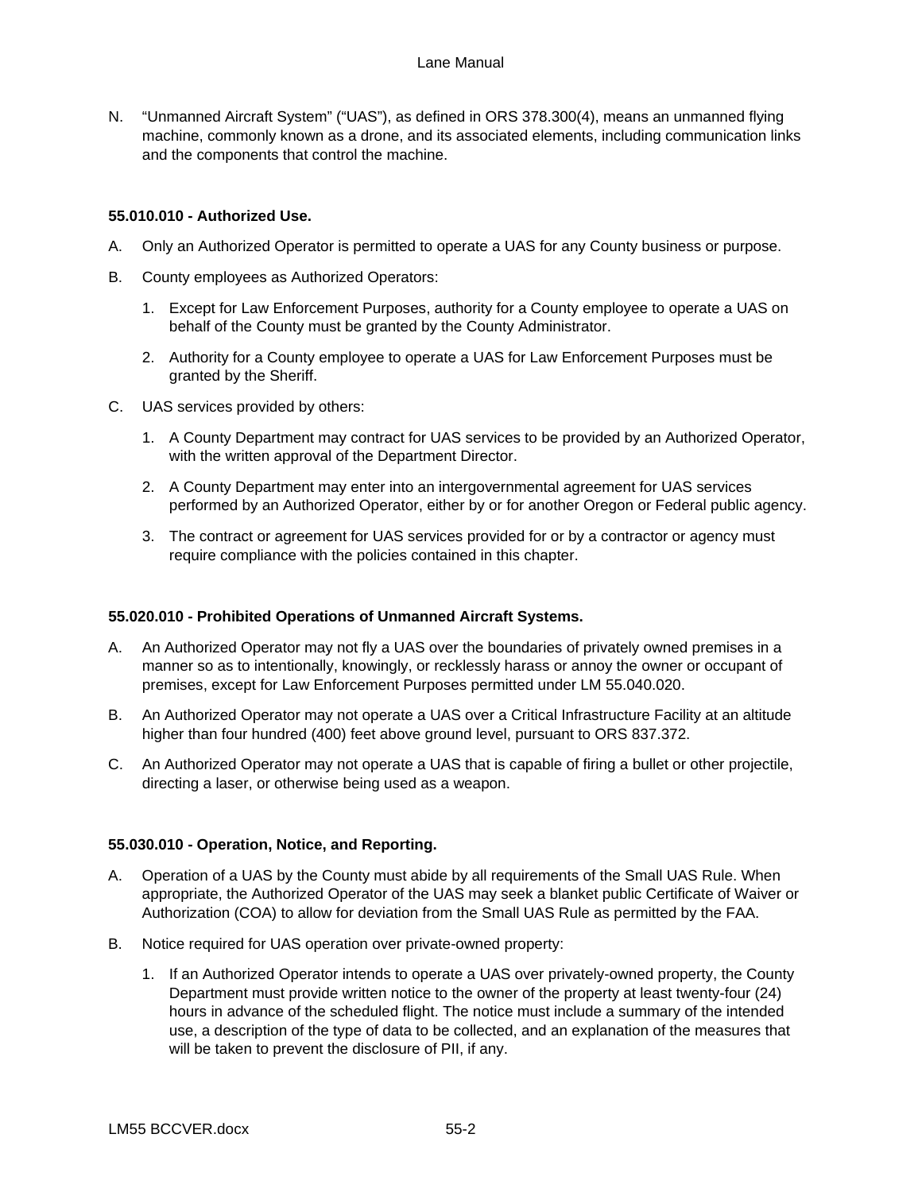N. "Unmanned Aircraft System" ("UAS"), as defined in ORS 378.300(4), means an unmanned flying machine, commonly known as a drone, and its associated elements, including communication links and the components that control the machine.

**55.010.010 - Authorized Use.**

A. Only an Authorized Operator is permitted to operate a UAS for any County business or purpose.

B. County employees as Authorized Operators:

   1. Except for Law Enforcement Purposes, authority for a County employee to operate a UAS on behalf of the County must be granted by the County Administrator.

   2. Authority for a County employee to operate a UAS for Law Enforcement Purposes must be granted by the Sheriff.

C. UAS services provided by others:

   1. A County Department may contract for UAS services to be provided by an Authorized Operator, with the written approval of the Department Director.

   2. A County Department may enter into an intergovernmental agreement for UAS services performed by an Authorized Operator, either by or for another Oregon or Federal public agency.

   3. The contract or agreement for UAS services provided for or by a contractor or agency must require compliance with the policies contained in this chapter.

**55.020.010 - Prohibited Operations of Unmanned Aircraft Systems.**

A. An Authorized Operator may not fly a UAS over the boundaries of privately owned premises in a manner so as to intentionally, knowingly, or recklessly harass or annoy the owner or occupant of premises, except for Law Enforcement Purposes permitted under LM 55.040.020.

B. An Authorized Operator may not operate a UAS over a Critical Infrastructure Facility at an altitude higher than four hundred (400) feet above ground level, pursuant to ORS 837.372.

C. An Authorized Operator may not operate a UAS that is capable of firing a bullet or other projectile, directing a laser, or otherwise being used as a weapon.

**55.030.010 - Operation, Notice, and Reporting.**

A. Operation of a UAS by the County must abide by all requirements of the Small UAS Rule. When appropriate, the Authorized Operator of the UAS may seek a blanket public Certificate of Waiver or Authorization (COA) to allow for deviation from the Small UAS Rule as permitted by the FAA.

B. Notice required for UAS operation over private-owned property:

   1. If an Authorized Operator intends to operate a UAS over privately-owned property, the County Department must provide written notice to the owner of the property at least twenty-four (24) hours in advance of the scheduled flight. The notice must include a summary of the intended use, a description of the type of data to be collected, and an explanation of the measures that will be taken to prevent the disclosure of PII, if any.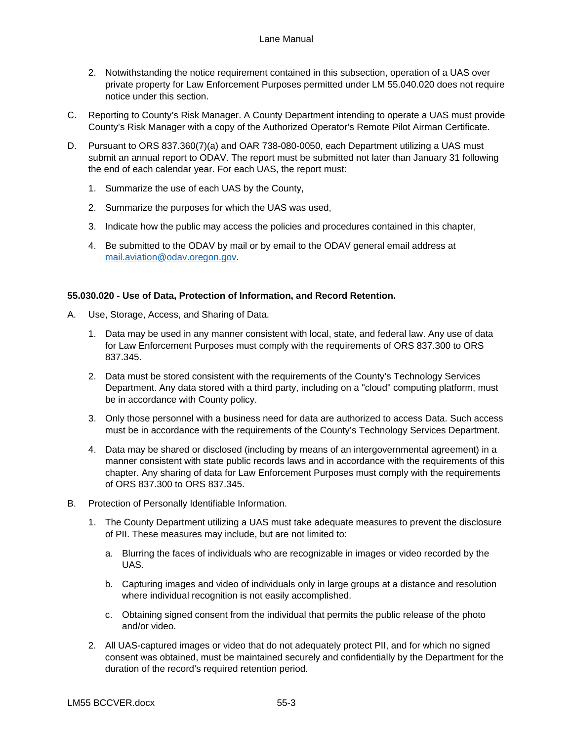2. Notwithstanding the notice requirement contained in this subsection, operation of a UAS over private property for Law Enforcement Purposes permitted under LM 55.040.020 does not require notice under this section.

C. Reporting to County's Risk Manager. A County Department intending to operate a UAS must provide County's Risk Manager with a copy of the Authorized Operator's Remote Pilot Airman Certificate.

D. Pursuant to ORS 837.360(7)(a) and OAR 738-080-0050, each Department utilizing a UAS must submit an annual report to ODAV. The report must be submitted not later than January 31 following the end of each calendar year. For each UAS, the report must:

1. Summarize the use of each UAS by the County,
2. Summarize the purposes for which the UAS was used,
3. Indicate how the public may access the policies and procedures contained in this chapter,
4. Be submitted to the ODAV by mail or by email to the ODAV general email address at mail.aviation@odav.oregon.gov.

**55.030.020 - Use of Data, Protection of Information, and Record Retention.**

A. Use, Storage, Access, and Sharing of Data.

1. Data may be used in any manner consistent with local, state, and federal law. Any use of data for Law Enforcement Purposes must comply with the requirements of ORS 837.300 to ORS 837.345.
2. Data must be stored consistent with the requirements of the County's Technology Services Department. Any data stored with a third party, including on a "cloud" computing platform, must be in accordance with County policy.
3. Only those personnel with a business need for data are authorized to access Data. Such access must be in accordance with the requirements of the County's Technology Services Department.
4. Data may be shared or disclosed (including by means of an intergovernmental agreement) in a manner consistent with state public records laws and in accordance with the requirements of this chapter. Any sharing of data for Law Enforcement Purposes must comply with the requirements of ORS 837.300 to ORS 837.345.

B. Protection of Personally Identifiable Information.

1. The County Department utilizing a UAS must take adequate measures to prevent the disclosure of PII. These measures may include, but are not limited to:
   a. Blurring the faces of individuals who are recognizable in images or video recorded by the UAS.
   b. Capturing images and video of individuals only in large groups at a distance and resolution where individual recognition is not easily accomplished.
   c. Obtaining signed consent from the individual that permits the public release of the photo and/or video.
2. All UAS-captured images or video that do not adequately protect PII, and for which no signed consent was obtained, must be maintained securely and confidentially by the Department for the duration of the record's required retention period.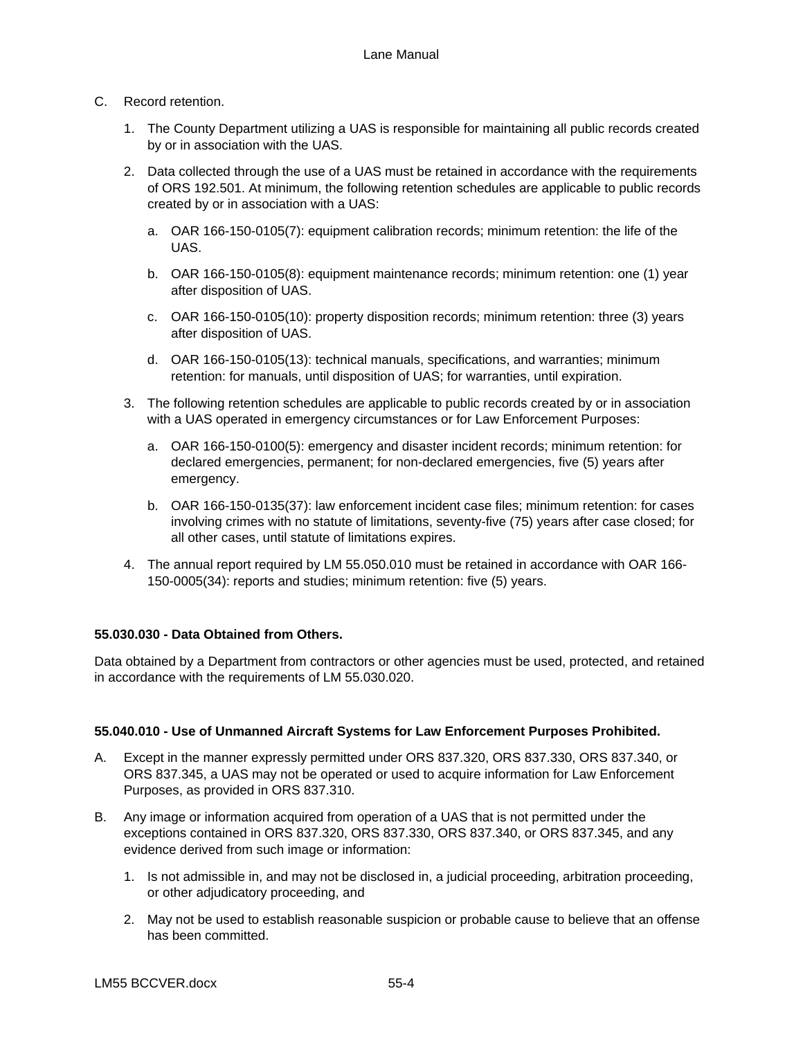C. Record retention.

   1. The County Department utilizing a UAS is responsible for maintaining all public records created by or in association with the UAS.

   2. Data collected through the use of a UAS must be retained in accordance with the requirements of ORS 192.501. At minimum, the following retention schedules are applicable to public records created by or in association with a UAS:

      a. OAR 166-150-0105(7): equipment calibration records; minimum retention: the life of the UAS.

      b. OAR 166-150-0105(8): equipment maintenance records; minimum retention: one (1) year after disposition of UAS.

      c. OAR 166-150-0105(10): property disposition records; minimum retention: three (3) years after disposition of UAS.

      d. OAR 166-150-0105(13): technical manuals, specifications, and warranties; minimum retention: for manuals, until disposition of UAS; for warranties, until expiration.

   3. The following retention schedules are applicable to public records created by or in association with a UAS operated in emergency circumstances or for Law Enforcement Purposes:

      a. OAR 166-150-0100(5): emergency and disaster incident records; minimum retention: for declared emergencies, permanent; for non-declared emergencies, five (5) years after emergency.

      b. OAR 166-150-0135(37): law enforcement incident case files; minimum retention: for cases involving crimes with no statute of limitations, seventy-five (75) years after case closed; for all other cases, until statute of limitations expires.

   4. The annual report required by LM 55.050.010 must be retained in accordance with OAR 166-150-0005(34): reports and studies; minimum retention: five (5) years.

**55.030.030 - Data Obtained from Others.**

Data obtained by a Department from contractors or other agencies must be used, protected, and retained in accordance with the requirements of LM 55.030.020.

**55.040.010 - Use of Unmanned Aircraft Systems for Law Enforcement Purposes Prohibited.**

A. Except in the manner expressly permitted under ORS 837.320, ORS 837.330, ORS 837.340, or ORS 837.345, a UAS may not be operated or used to acquire information for Law Enforcement Purposes, as provided in ORS 837.310.

B. Any image or information acquired from operation of a UAS that is not permitted under the exceptions contained in ORS 837.320, ORS 837.330, ORS 837.340, or ORS 837.345, and any evidence derived from such image or information:

   1. Is not admissible in, and may not be disclosed in, a judicial proceeding, arbitration proceeding, or other adjudicatory proceeding, and

   2. May not be used to establish reasonable suspicion or probable cause to believe that an offense has been committed.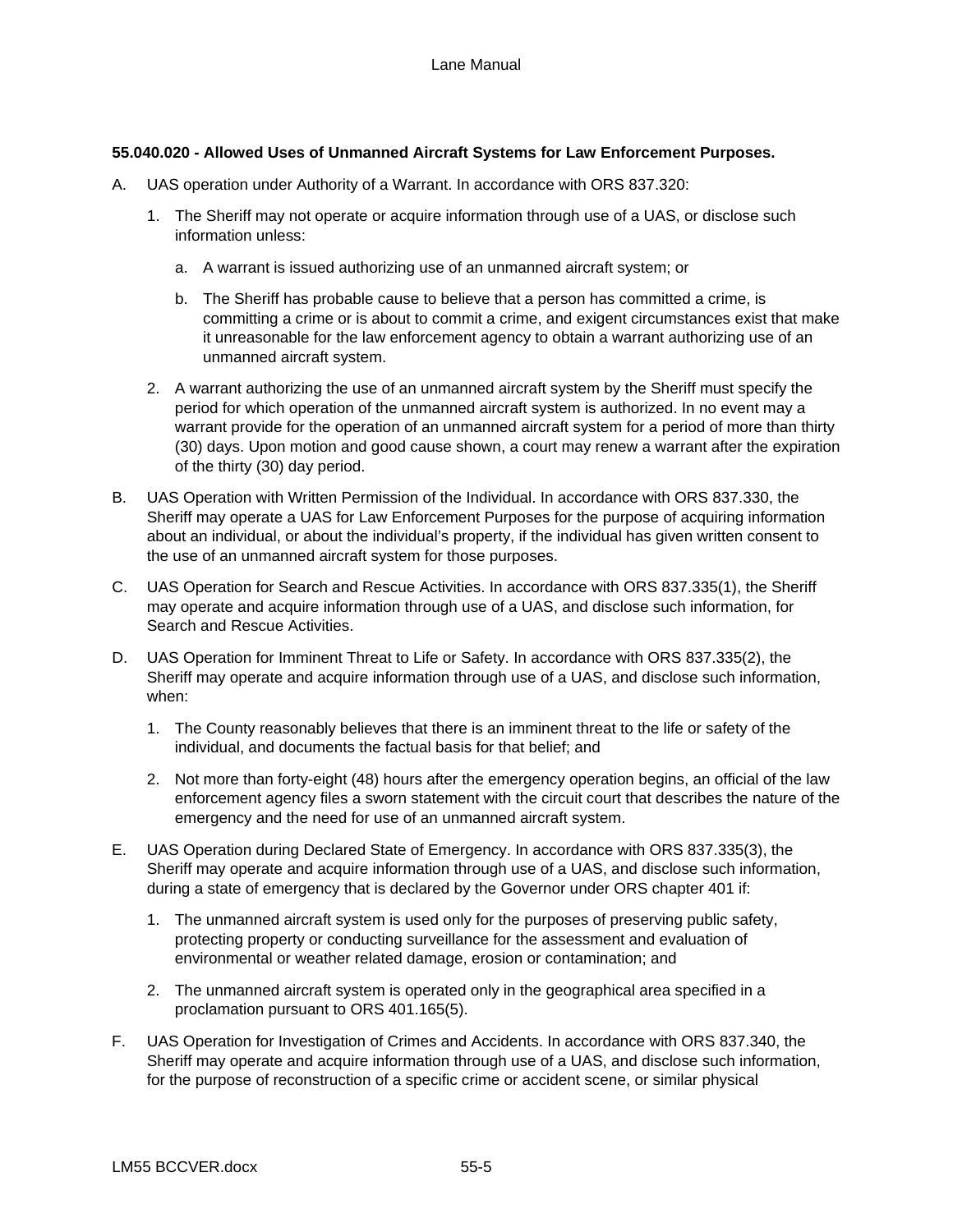**55.040.020 - Allowed Uses of Unmanned Aircraft Systems for Law Enforcement Purposes.**

A. UAS operation under Authority of a Warrant. In accordance with ORS 837.320:

   1. The Sheriff may not operate or acquire information through use of a UAS, or disclose such information unless:

      a. A warrant is issued authorizing use of an unmanned aircraft system; or

      b. The Sheriff has probable cause to believe that a person has committed a crime, is committing a crime or is about to commit a crime, and exigent circumstances exist that make it unreasonable for the law enforcement agency to obtain a warrant authorizing use of an unmanned aircraft system.

   2. A warrant authorizing the use of an unmanned aircraft system by the Sheriff must specify the period for which operation of the unmanned aircraft system is authorized. In no event may a warrant provide for the operation of an unmanned aircraft system for a period of more than thirty (30) days. Upon motion and good cause shown, a court may renew a warrant after the expiration of the thirty (30) day period.

B. UAS Operation with Written Permission of the Individual. In accordance with ORS 837.330, the Sheriff may operate a UAS for Law Enforcement Purposes for the purpose of acquiring information about an individual, or about the individual's property, if the individual has given written consent to the use of an unmanned aircraft system for those purposes.

C. UAS Operation for Search and Rescue Activities. In accordance with ORS 837.335(1), the Sheriff may operate and acquire information through use of a UAS, and disclose such information, for Search and Rescue Activities.

D. UAS Operation for Imminent Threat to Life or Safety. In accordance with ORS 837.335(2), the Sheriff may operate and acquire information through use of a UAS, and disclose such information, when:

   1. The County reasonably believes that there is an imminent threat to the life or safety of the individual, and documents the factual basis for that belief; and

   2. Not more than forty-eight (48) hours after the emergency operation begins, an official of the law enforcement agency files a sworn statement with the circuit court that describes the nature of the emergency and the need for use of an unmanned aircraft system.

E. UAS Operation during Declared State of Emergency. In accordance with ORS 837.335(3), the Sheriff may operate and acquire information through use of a UAS, and disclose such information, during a state of emergency that is declared by the Governor under ORS chapter 401 if:

   1. The unmanned aircraft system is used only for the purposes of preserving public safety, protecting property or conducting surveillance for the assessment and evaluation of environmental or weather related damage, erosion or contamination; and

   2. The unmanned aircraft system is operated only in the geographical area specified in a proclamation pursuant to ORS 401.165(5).

F. UAS Operation for Investigation of Crimes and Accidents. In accordance with ORS 837.340, the Sheriff may operate and acquire information through use of a UAS, and disclose such information, for the purpose of reconstruction of a specific crime or accident scene, or similar physical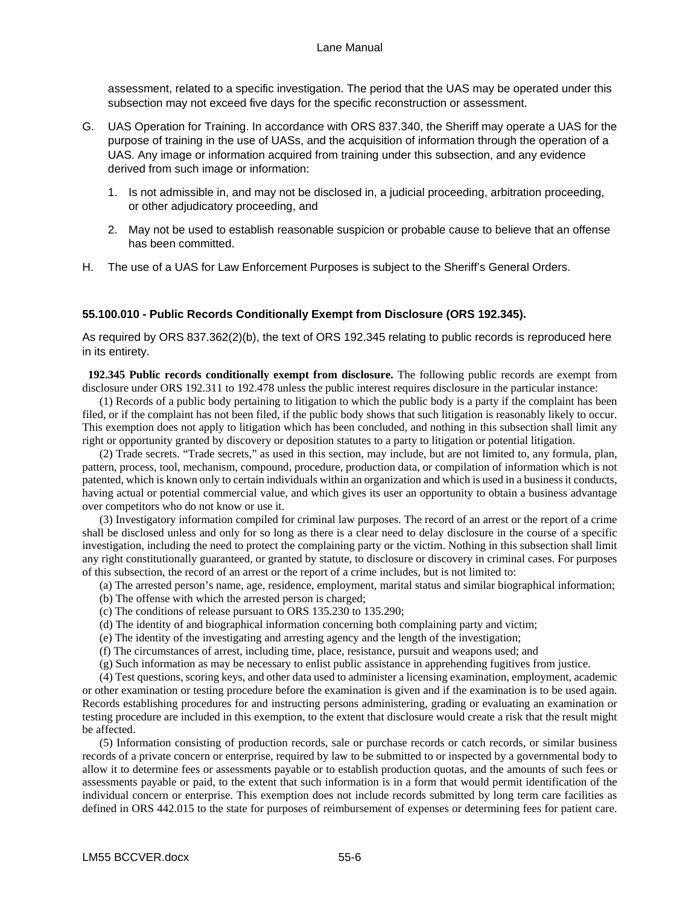assessment, related to a specific investigation. The period that the UAS may be operated under this subsection may not exceed five days for the specific reconstruction or assessment.

G. UAS Operation for Training. In accordance with ORS 837.340, the Sheriff may operate a UAS for the purpose of training in the use of UASs, and the acquisition of information through the operation of a UAS. Any image or information acquired from training under this subsection, and any evidence derived from such image or information:

   1. Is not admissible in, and may not be disclosed in, a judicial proceeding, arbitration proceeding, or other adjudicatory proceeding, and

   2. May not be used to establish reasonable suspicion or probable cause to believe that an offense has been committed.

H. The use of a UAS for Law Enforcement Purposes is subject to the Sheriff's General Orders.

### 55.100.010 - Public Records Conditionally Exempt from Disclosure (ORS 192.345).

As required by ORS 837.362(2)(b), the text of ORS 192.345 relating to public records is reproduced here in its entirety.

**192.345 Public records conditionally exempt from disclosure.** The following public records are exempt from disclosure under ORS 192.311 to 192.478 unless the public interest requires disclosure in the particular instance:

(1) Records of a public body pertaining to litigation to which the public body is a party if the complaint has been filed, or if the complaint has not been filed, if the public body shows that such litigation is reasonably likely to occur. This exemption does not apply to litigation which has been concluded, and nothing in this subsection shall limit any right or opportunity granted by discovery or deposition statutes to a party to litigation or potential litigation.

(2) Trade secrets. "Trade secrets," as used in this section, may include, but are not limited to, any formula, plan, pattern, process, tool, mechanism, compound, procedure, production data, or compilation of information which is not patented, which is known only to certain individuals within an organization and which is used in a business it conducts, having actual or potential commercial value, and which gives its user an opportunity to obtain a business advantage over competitors who do not know or use it.

(3) Investigatory information compiled for criminal law purposes. The record of an arrest or the report of a crime shall be disclosed unless and only for so long as there is a clear need to delay disclosure in the course of a specific investigation, including the need to protect the complaining party or the victim. Nothing in this subsection shall limit any right constitutionally guaranteed, or granted by statute, to disclosure or discovery in criminal cases. For purposes of this subsection, the record of an arrest or the report of a crime includes, but is not limited to:

(a) The arrested person's name, age, residence, employment, marital status and similar biographical information;

(b) The offense with which the arrested person is charged;

(c) The conditions of release pursuant to ORS 135.230 to 135.290;

(d) The identity of and biographical information concerning both complaining party and victim;

(e) The identity of the investigating and arresting agency and the length of the investigation;

(f) The circumstances of arrest, including time, place, resistance, pursuit and weapons used; and

(g) Such information as may be necessary to enlist public assistance in apprehending fugitives from justice.

(4) Test questions, scoring keys, and other data used to administer a licensing examination, employment, academic or other examination or testing procedure before the examination is given and if the examination is to be used again. Records establishing procedures for and instructing persons administering, grading or evaluating an examination or testing procedure are included in this exemption, to the extent that disclosure would create a risk that the result might be affected.

(5) Information consisting of production records, sale or purchase records or catch records, or similar business records of a private concern or enterprise, required by law to be submitted to or inspected by a governmental body to allow it to determine fees or assessments payable or to establish production quotas, and the amounts of such fees or assessments payable or paid, to the extent that such information is in a form that would permit identification of the individual concern or enterprise. This exemption does not include records submitted by long term care facilities as defined in ORS 442.015 to the state for purposes of reimbursement of expenses or determining fees for patient care.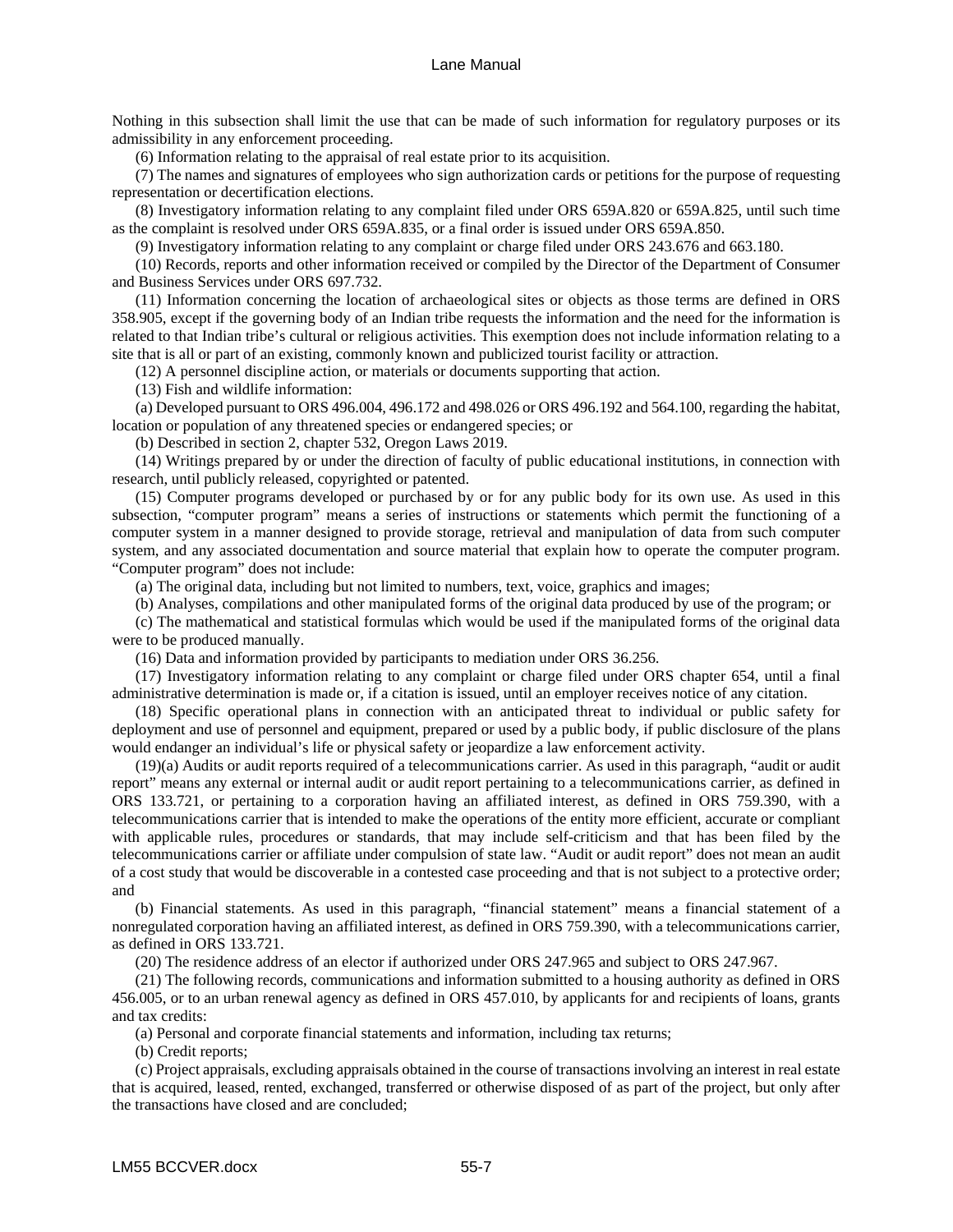Nothing in this subsection shall limit the use that can be made of such information for regulatory purposes or its admissibility in any enforcement proceeding.

(6) Information relating to the appraisal of real estate prior to its acquisition.

(7) The names and signatures of employees who sign authorization cards or petitions for the purpose of requesting representation or decertification elections.

(8) Investigatory information relating to any complaint filed under ORS 659A.820 or 659A.825, until such time as the complaint is resolved under ORS 659A.835, or a final order is issued under ORS 659A.850.

(9) Investigatory information relating to any complaint or charge filed under ORS 243.676 and 663.180.

(10) Records, reports and other information received or compiled by the Director of the Department of Consumer and Business Services under ORS 697.732.

(11) Information concerning the location of archaeological sites or objects as those terms are defined in ORS 358.905, except if the governing body of an Indian tribe requests the information and the need for the information is related to that Indian tribe's cultural or religious activities. This exemption does not include information relating to a site that is all or part of an existing, commonly known and publicized tourist facility or attraction.

(12) A personnel discipline action, or materials or documents supporting that action.

(13) Fish and wildlife information:

(a) Developed pursuant to ORS 496.004, 496.172 and 498.026 or ORS 496.192 and 564.100, regarding the habitat, location or population of any threatened species or endangered species; or

(b) Described in section 2, chapter 532, Oregon Laws 2019.

(14) Writings prepared by or under the direction of faculty of public educational institutions, in connection with research, until publicly released, copyrighted or patented.

(15) Computer programs developed or purchased by or for any public body for its own use. As used in this subsection, "computer program" means a series of instructions or statements which permit the functioning of a computer system in a manner designed to provide storage, retrieval and manipulation of data from such computer system, and any associated documentation and source material that explain how to operate the computer program. "Computer program" does not include:

(a) The original data, including but not limited to numbers, text, voice, graphics and images;

(b) Analyses, compilations and other manipulated forms of the original data produced by use of the program; or

(c) The mathematical and statistical formulas which would be used if the manipulated forms of the original data were to be produced manually.

(16) Data and information provided by participants to mediation under ORS 36.256.

(17) Investigatory information relating to any complaint or charge filed under ORS chapter 654, until a final administrative determination is made or, if a citation is issued, until an employer receives notice of any citation.

(18) Specific operational plans in connection with an anticipated threat to individual or public safety for deployment and use of personnel and equipment, prepared or used by a public body, if public disclosure of the plans would endanger an individual's life or physical safety or jeopardize a law enforcement activity.

(19)(a) Audits or audit reports required of a telecommunications carrier. As used in this paragraph, "audit or audit report" means any external or internal audit or audit report pertaining to a telecommunications carrier, as defined in ORS 133.721, or pertaining to a corporation having an affiliated interest, as defined in ORS 759.390, with a telecommunications carrier that is intended to make the operations of the entity more efficient, accurate or compliant with applicable rules, procedures or standards, that may include self-criticism and that has been filed by the telecommunications carrier or affiliate under compulsion of state law. "Audit or audit report" does not mean an audit of a cost study that would be discoverable in a contested case proceeding and that is not subject to a protective order; and

(b) Financial statements. As used in this paragraph, "financial statement" means a financial statement of a nonregulated corporation having an affiliated interest, as defined in ORS 759.390, with a telecommunications carrier, as defined in ORS 133.721.

(20) The residence address of an elector if authorized under ORS 247.965 and subject to ORS 247.967.

(21) The following records, communications and information submitted to a housing authority as defined in ORS 456.005, or to an urban renewal agency as defined in ORS 457.010, by applicants for and recipients of loans, grants and tax credits:

(a) Personal and corporate financial statements and information, including tax returns;

(b) Credit reports;

(c) Project appraisals, excluding appraisals obtained in the course of transactions involving an interest in real estate that is acquired, leased, rented, exchanged, transferred or otherwise disposed of as part of the project, but only after the transactions have closed and are concluded;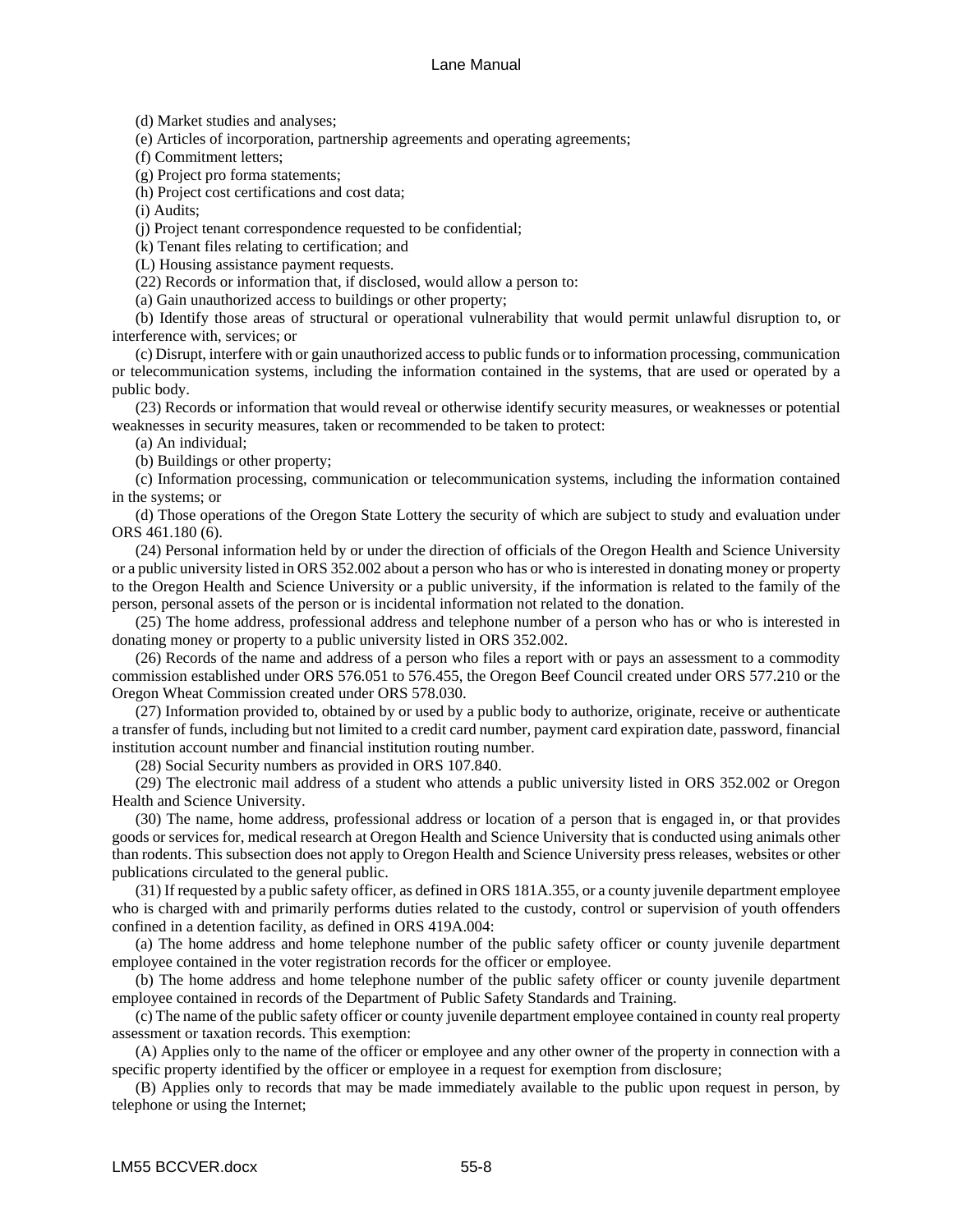(d) Market studies and analyses;

(e) Articles of incorporation, partnership agreements and operating agreements;

(f) Commitment letters;

(g) Project pro forma statements;

(h) Project cost certifications and cost data;

(i) Audits;

(j) Project tenant correspondence requested to be confidential;

(k) Tenant files relating to certification; and

(L) Housing assistance payment requests.

(22) Records or information that, if disclosed, would allow a person to:

(a) Gain unauthorized access to buildings or other property;

(b) Identify those areas of structural or operational vulnerability that would permit unlawful disruption to, or interference with, services; or

(c) Disrupt, interfere with or gain unauthorized access to public funds or to information processing, communication or telecommunication systems, including the information contained in the systems, that are used or operated by a public body.

(23) Records or information that would reveal or otherwise identify security measures, or weaknesses or potential weaknesses in security measures, taken or recommended to be taken to protect:

(a) An individual;

(b) Buildings or other property;

(c) Information processing, communication or telecommunication systems, including the information contained in the systems; or

(d) Those operations of the Oregon State Lottery the security of which are subject to study and evaluation under ORS 461.180 (6).

(24) Personal information held by or under the direction of officials of the Oregon Health and Science University or a public university listed in ORS 352.002 about a person who has or who is interested in donating money or property to the Oregon Health and Science University or a public university, if the information is related to the family of the person, personal assets of the person or is incidental information not related to the donation.

(25) The home address, professional address and telephone number of a person who has or who is interested in donating money or property to a public university listed in ORS 352.002.

(26) Records of the name and address of a person who files a report with or pays an assessment to a commodity commission established under ORS 576.051 to 576.455, the Oregon Beef Council created under ORS 577.210 or the Oregon Wheat Commission created under ORS 578.030.

(27) Information provided to, obtained by or used by a public body to authorize, originate, receive or authenticate a transfer of funds, including but not limited to a credit card number, payment card expiration date, password, financial institution account number and financial institution routing number.

(28) Social Security numbers as provided in ORS 107.840.

(29) The electronic mail address of a student who attends a public university listed in ORS 352.002 or Oregon Health and Science University.

(30) The name, home address, professional address or location of a person that is engaged in, or that provides goods or services for, medical research at Oregon Health and Science University that is conducted using animals other than rodents. This subsection does not apply to Oregon Health and Science University press releases, websites or other publications circulated to the general public.

(31) If requested by a public safety officer, as defined in ORS 181A.355, or a county juvenile department employee who is charged with and primarily performs duties related to the custody, control or supervision of youth offenders confined in a detention facility, as defined in ORS 419A.004:

(a) The home address and home telephone number of the public safety officer or county juvenile department employee contained in the voter registration records for the officer or employee.

(b) The home address and home telephone number of the public safety officer or county juvenile department employee contained in records of the Department of Public Safety Standards and Training.

(c) The name of the public safety officer or county juvenile department employee contained in county real property assessment or taxation records. This exemption:

(A) Applies only to the name of the officer or employee and any other owner of the property in connection with a specific property identified by the officer or employee in a request for exemption from disclosure;

(B) Applies only to records that may be made immediately available to the public upon request in person, by telephone or using the Internet;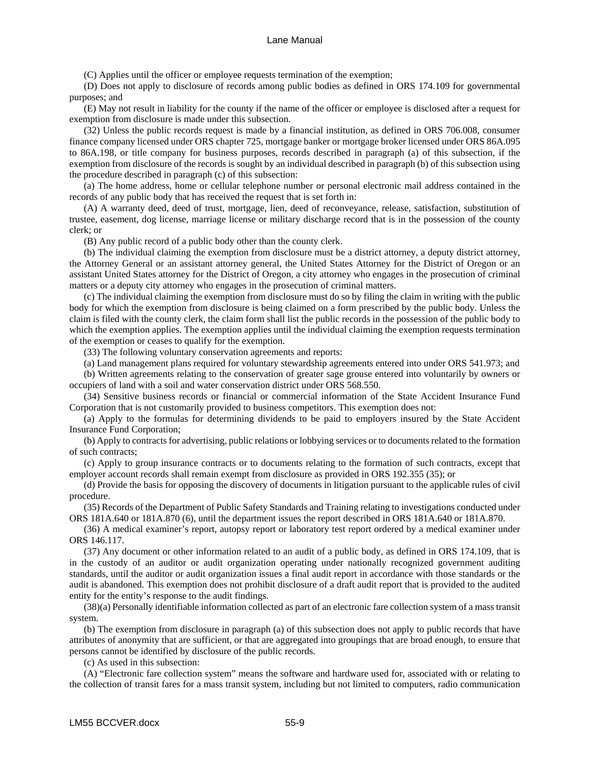(C) Applies until the officer or employee requests termination of the exemption;

(D) Does not apply to disclosure of records among public bodies as defined in ORS 174.109 for governmental purposes; and

(E) May not result in liability for the county if the name of the officer or employee is disclosed after a request for exemption from disclosure is made under this subsection.

(32) Unless the public records request is made by a financial institution, as defined in ORS 706.008, consumer finance company licensed under ORS chapter 725, mortgage banker or mortgage broker licensed under ORS 86A.095 to 86A.198, or title company for business purposes, records described in paragraph (a) of this subsection, if the exemption from disclosure of the records is sought by an individual described in paragraph (b) of this subsection using the procedure described in paragraph (c) of this subsection:

(a) The home address, home or cellular telephone number or personal electronic mail address contained in the records of any public body that has received the request that is set forth in:

(A) A warranty deed, deed of trust, mortgage, lien, deed of reconveyance, release, satisfaction, substitution of trustee, easement, dog license, marriage license or military discharge record that is in the possession of the county clerk; or

(B) Any public record of a public body other than the county clerk.

(b) The individual claiming the exemption from disclosure must be a district attorney, a deputy district attorney, the Attorney General or an assistant attorney general, the United States Attorney for the District of Oregon or an assistant United States attorney for the District of Oregon, a city attorney who engages in the prosecution of criminal matters or a deputy city attorney who engages in the prosecution of criminal matters.

(c) The individual claiming the exemption from disclosure must do so by filing the claim in writing with the public body for which the exemption from disclosure is being claimed on a form prescribed by the public body. Unless the claim is filed with the county clerk, the claim form shall list the public records in the possession of the public body to which the exemption applies. The exemption applies until the individual claiming the exemption requests termination of the exemption or ceases to qualify for the exemption.

(33) The following voluntary conservation agreements and reports:

(a) Land management plans required for voluntary stewardship agreements entered into under ORS 541.973; and

(b) Written agreements relating to the conservation of greater sage grouse entered into voluntarily by owners or occupiers of land with a soil and water conservation district under ORS 568.550.

(34) Sensitive business records or financial or commercial information of the State Accident Insurance Fund Corporation that is not customarily provided to business competitors. This exemption does not:

(a) Apply to the formulas for determining dividends to be paid to employers insured by the State Accident Insurance Fund Corporation;

(b) Apply to contracts for advertising, public relations or lobbying services or to documents related to the formation of such contracts;

(c) Apply to group insurance contracts or to documents relating to the formation of such contracts, except that employer account records shall remain exempt from disclosure as provided in ORS 192.355 (35); or

(d) Provide the basis for opposing the discovery of documents in litigation pursuant to the applicable rules of civil procedure.

(35) Records of the Department of Public Safety Standards and Training relating to investigations conducted under ORS 181A.640 or 181A.870 (6), until the department issues the report described in ORS 181A.640 or 181A.870.

(36) A medical examiner's report, autopsy report or laboratory test report ordered by a medical examiner under ORS 146.117.

(37) Any document or other information related to an audit of a public body, as defined in ORS 174.109, that is in the custody of an auditor or audit organization operating under nationally recognized government auditing standards, until the auditor or audit organization issues a final audit report in accordance with those standards or the audit is abandoned. This exemption does not prohibit disclosure of a draft audit report that is provided to the audited entity for the entity's response to the audit findings.

(38)(a) Personally identifiable information collected as part of an electronic fare collection system of a mass transit system.

(b) The exemption from disclosure in paragraph (a) of this subsection does not apply to public records that have attributes of anonymity that are sufficient, or that are aggregated into groupings that are broad enough, to ensure that persons cannot be identified by disclosure of the public records.

(c) As used in this subsection:

(A) "Electronic fare collection system" means the software and hardware used for, associated with or relating to the collection of transit fares for a mass transit system, including but not limited to computers, radio communication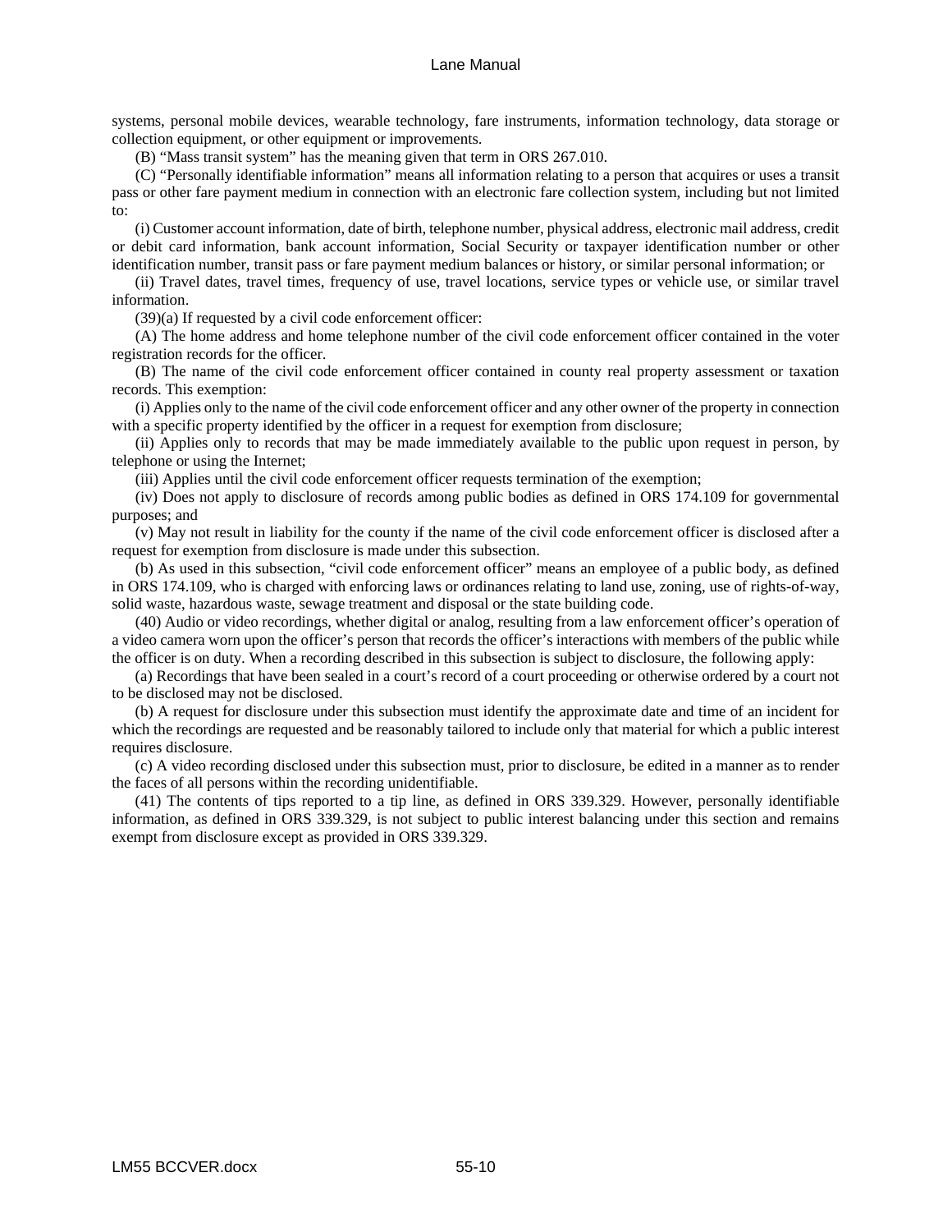systems, personal mobile devices, wearable technology, fare instruments, information technology, data storage or collection equipment, or other equipment or improvements.

(B) "Mass transit system" has the meaning given that term in ORS 267.010.

(C) "Personally identifiable information" means all information relating to a person that acquires or uses a transit pass or other fare payment medium in connection with an electronic fare collection system, including but not limited to:

(i) Customer account information, date of birth, telephone number, physical address, electronic mail address, credit or debit card information, bank account information, Social Security or taxpayer identification number or other identification number, transit pass or fare payment medium balances or history, or similar personal information; or

(ii) Travel dates, travel times, frequency of use, travel locations, service types or vehicle use, or similar travel information.

(39)(a) If requested by a civil code enforcement officer:

(A) The home address and home telephone number of the civil code enforcement officer contained in the voter registration records for the officer.

(B) The name of the civil code enforcement officer contained in county real property assessment or taxation records. This exemption:

(i) Applies only to the name of the civil code enforcement officer and any other owner of the property in connection with a specific property identified by the officer in a request for exemption from disclosure;

(ii) Applies only to records that may be made immediately available to the public upon request in person, by telephone or using the Internet;

(iii) Applies until the civil code enforcement officer requests termination of the exemption;

(iv) Does not apply to disclosure of records among public bodies as defined in ORS 174.109 for governmental purposes; and

(v) May not result in liability for the county if the name of the civil code enforcement officer is disclosed after a request for exemption from disclosure is made under this subsection.

(b) As used in this subsection, "civil code enforcement officer" means an employee of a public body, as defined in ORS 174.109, who is charged with enforcing laws or ordinances relating to land use, zoning, use of rights-of-way, solid waste, hazardous waste, sewage treatment and disposal or the state building code.

(40) Audio or video recordings, whether digital or analog, resulting from a law enforcement officer's operation of a video camera worn upon the officer's person that records the officer's interactions with members of the public while the officer is on duty. When a recording described in this subsection is subject to disclosure, the following apply:

(a) Recordings that have been sealed in a court's record of a court proceeding or otherwise ordered by a court not to be disclosed may not be disclosed.

(b) A request for disclosure under this subsection must identify the approximate date and time of an incident for which the recordings are requested and be reasonably tailored to include only that material for which a public interest requires disclosure.

(c) A video recording disclosed under this subsection must, prior to disclosure, be edited in a manner as to render the faces of all persons within the recording unidentifiable.

(41) The contents of tips reported to a tip line, as defined in ORS 339.329. However, personally identifiable information, as defined in ORS 339.329, is not subject to public interest balancing under this section and remains exempt from disclosure except as provided in ORS 339.329.